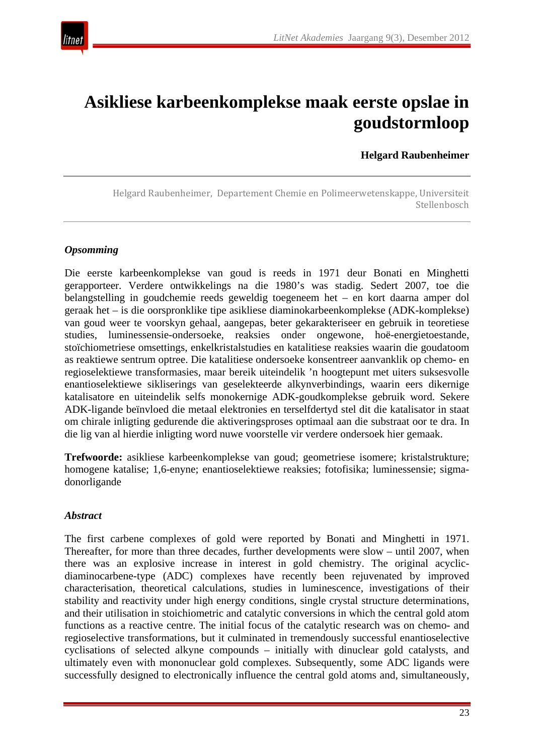# Asikliese karbeenkomplekse maak eerste opslae in goudstormloop

**Helgard Raubenheimer**

Helgard Raubenheimer, Departement Chemie en Polimeerwetenskappe, Universiteit Stellenbosch

### *Opsomming*

Die eerste karbeenkomplekse van goud is reeds in 1971 deur Bonati en Minghetti gerapporteer. Verdere ontwikkelings na die 1980's was stadig. Sedert 2007, toe die belangstelling in goudchemie reeds geweldig toegeneem het – en kort daarna amper dol geraak het – is die oorspronklike tipe asikliese diaminokarbeenkomplekse (ADK-komplekse) van goud weer te voorskyn gehaal, aangepas, beter gekarakteriseer en gebruik in teoretiese studies, luminessensie-ondersoeke, reaksies onder ongewone, hoë-energietoestande, stoïchiometriese omsettings, enkelkristalstudies en katalitiese reaksies waarin die goudatoom as reaktiewe sentrum optree. Die katalitiese ondersoeke konsentreer aanvanklik op chemo- en regioselektiewe transformasies, maar bereik uiteindelik 'n hoogtepunt met uiters suksesvolle enantioselektiewe siklliserings van geselekteerde alkynverbindings, waarin eers dikernige katalisatore en uiteindelik selfs monokernige ADK-goudkomplekse gebruik word. Sekere ADK-ligande beïnvloed die metaal elektronies en terselfdertyd stel dit die katalisator in staat om chirale inligting gedurende die aktiveringsproses optimaal aan die substraat oor te dra. In die lig van al hierdie inligting word nuwe voorstelle vir verdere ondersoek hier gemaak.

**Trefwoorde:** asikliese karbeenkomplekse van goud; geometriese isomere; kristalstrukture; homogene katalise; 1,6-enyne; enantioselektiewe reaksies; fotofisika; luminessensie; sigma-donorligande

### *Abstract*

The first carbene complexes of gold were reported by Bonati and Minghetti in 1971. Thereafter, for more than three decades, further developments were slow – until 2007, when there was an explosive increase in interest in gold chemistry. The original acyclic-diaminocarbene-type (ADC) complexes have recently been rejuvenated by improved characterisation, theoretical calculations, studies in luminescence, investigations of their stability and reactivity under high energy conditions, single crystal structure determinations, and their utilisation in stoichiometric and catalytic conversions in which the central gold atom functions as a reactive centre. The initial focus of the catalytic research was on chemo- and regioselective transformations, but it culminated in tremendously successful enantioselective cyclisations of selected alkyne compounds – initially with dinuclear gold catalysts, and ultimately even with mononuclear gold complexes. Subsequently, some ADC ligands were successfully designed to electronically influence the central gold atoms and, simultaneously,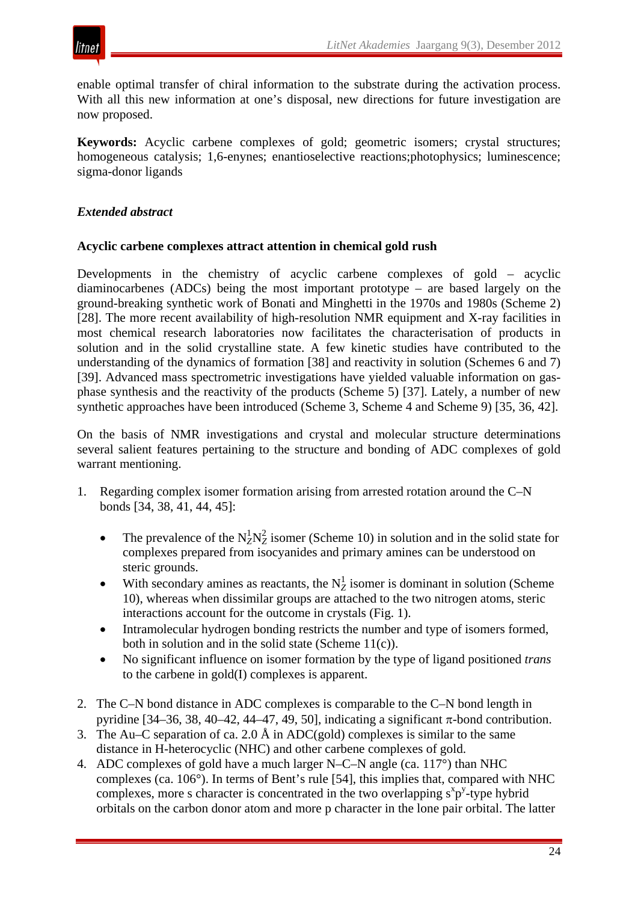enable optimal transfer of chiral information to the substrate during the activation process. With all this new information at one's disposal, new directions for future investigation are now proposed.

**Keywords:** Acyclic carbene complexes of gold; geometric isomers; crystal structures; homogeneous catalysis; 1,6-enynes; enantioselective reactions;photophysics; luminescence; sigma-donor ligands

***Extended abstract***

**Acyclic carbene complexes attract attention in chemical gold rush**

Developments in the chemistry of acyclic carbene complexes of gold – acyclic diaminocarbenes (ADCs) being the most important prototype – are based largely on the ground-breaking synthetic work of Bonati and Minghetti in the 1970s and 1980s (Scheme 2) [28]. The more recent availability of high-resolution NMR equipment and X-ray facilities in most chemical research laboratories now facilitates the characterisation of products in solution and in the solid crystalline state. A few kinetic studies have contributed to the understanding of the dynamics of formation [38] and reactivity in solution (Schemes 6 and 7) [39]. Advanced mass spectrometric investigations have yielded valuable information on gas-phase synthesis and the reactivity of the products (Scheme 5) [37]. Lately, a number of new synthetic approaches have been introduced (Scheme 3, Scheme 4 and Scheme 9) [35, 36, 42].

On the basis of NMR investigations and crystal and molecular structure determinations several salient features pertaining to the structure and bonding of ADC complexes of gold warrant mentioning.

1. Regarding complex isomer formation arising from arrested rotation around the C–N bonds [34, 38, 41, 44, 45]:

    - The prevalence of the $N_Z^1N_Z^2$ isomer (Scheme 10) in solution and in the solid state for complexes prepared from isocyanides and primary amines can be understood on steric grounds.
    - With secondary amines as reactants, the $N_Z^1$ isomer is dominant in solution (Scheme 10), whereas when dissimilar groups are attached to the two nitrogen atoms, steric interactions account for the outcome in crystals (Fig. 1).
    - Intramolecular hydrogen bonding restricts the number and type of isomers formed, both in solution and in the solid state (Scheme 11(c)).
    - No significant influence on isomer formation by the type of ligand positioned *trans* to the carbene in gold(I) complexes is apparent.

2. The C–N bond distance in ADC complexes is comparable to the C–N bond length in pyridine [34–36, 38, 40–42, 44–47, 49, 50], indicating a significant π-bond contribution.
3. The Au–C separation of ca. 2.0 Å in ADC(gold) complexes is similar to the same distance in H-heterocyclic (NHC) and other carbene complexes of gold.
4. ADC complexes of gold have a much larger N–C–N angle (ca. 117°) than NHC complexes (ca. 106°). In terms of Bent's rule [54], this implies that, compared with NHC complexes, more s character is concentrated in the two overlapping $s^xp^y$-type hybrid orbitals on the carbon donor atom and more p character in the lone pair orbital. The latter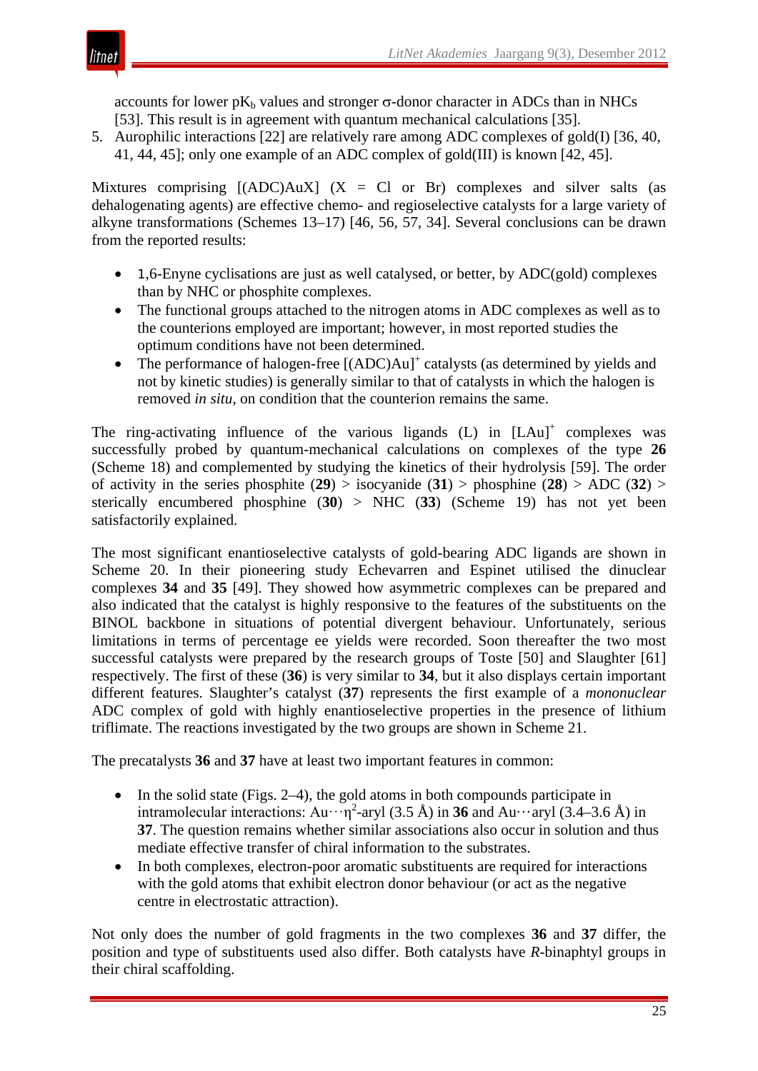accounts for lower $pK_b$ values and stronger σ-donor character in ADCs than in NHCs [53]. This result is in agreement with quantum mechanical calculations [35].

5. Aurophilic interactions [22] are relatively rare among ADC complexes of gold(I) [36, 40, 41, 44, 45]; only one example of an ADC complex of gold(III) is known [42, 45].

Mixtures comprising [(ADC)AuX] (X = Cl or Br) complexes and silver salts (as dehalogenating agents) are effective chemo- and regioselective catalysts for a large variety of alkyne transformations (Schemes 13–17) [46, 56, 57, 34]. Several conclusions can be drawn from the reported results:

- 1,6-Enyne cyclisations are just as well catalysed, or better, by ADC(gold) complexes than by NHC or phosphite complexes.
- The functional groups attached to the nitrogen atoms in ADC complexes as well as to the counterions employed are important; however, in most reported studies the optimum conditions have not been determined.
- The performance of halogen-free $[(ADC)Au]^+$ catalysts (as determined by yields and not by kinetic studies) is generally similar to that of catalysts in which the halogen is removed *in situ*, on condition that the counterion remains the same.

The ring-activating influence of the various ligands (L) in $[LAu]^+$ complexes was successfully probed by quantum-mechanical calculations on complexes of the type **26** (Scheme 18) and complemented by studying the kinetics of their hydrolysis [59]. The order of activity in the series phosphite (**29**) > isocyanide (**31**) > phosphine (**28**) > ADC (**32**) > sterically encumbered phosphine (**30**) > NHC (**33**) (Scheme 19) has not yet been satisfactorily explained.

The most significant enantioselective catalysts of gold-bearing ADC ligands are shown in Scheme 20. In their pioneering study Echevarren and Espinet utilised the dinuclear complexes **34** and **35** [49]. They showed how asymmetric complexes can be prepared and also indicated that the catalyst is highly responsive to the features of the substituents on the BINOL backbone in situations of potential divergent behaviour. Unfortunately, serious limitations in terms of percentage ee yields were recorded. Soon thereafter the two most successful catalysts were prepared by the research groups of Toste [50] and Slaughter [61] respectively. The first of these (**36**) is very similar to **34**, but it also displays certain important different features. Slaughter's catalyst (**37**) represents the first example of a *mononuclear* ADC complex of gold with highly enantioselective properties in the presence of lithium triflimate. The reactions investigated by the two groups are shown in Scheme 21.

The precatalysts **36** and **37** have at least two important features in common:

- In the solid state (Figs. 2–4), the gold atoms in both compounds participate in intramolecular interactions: Au···$\eta^2$-aryl (3.5 Å) in **36** and Au···aryl (3.4–3.6 Å) in **37**. The question remains whether similar associations also occur in solution and thus mediate effective transfer of chiral information to the substrates.
- In both complexes, electron-poor aromatic substituents are required for interactions with the gold atoms that exhibit electron donor behaviour (or act as the negative centre in electrostatic attraction).

Not only does the number of gold fragments in the two complexes **36** and **37** differ, the position and type of substituents used also differ. Both catalysts have *R*-binaphtyl groups in their chiral scaffolding.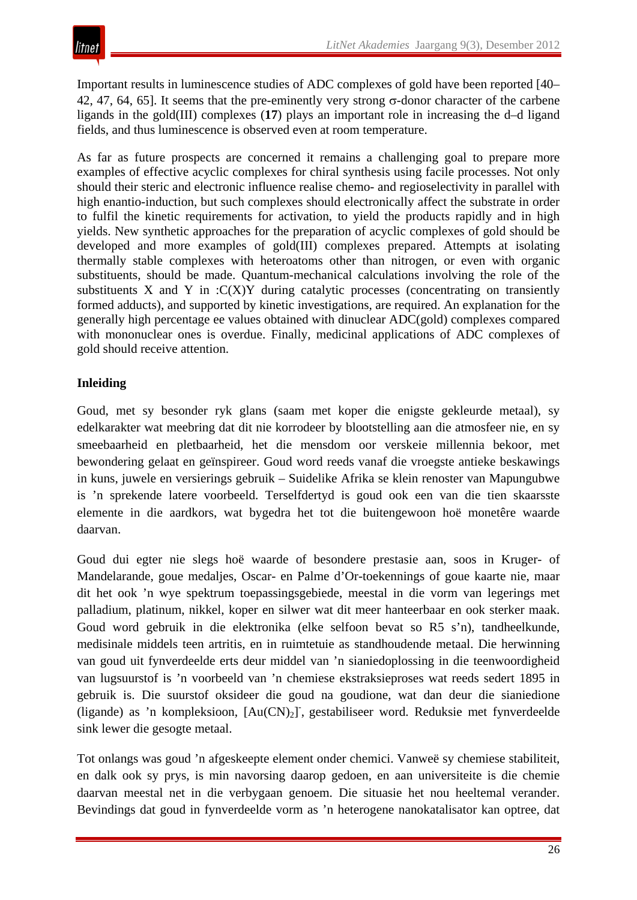Important results in luminescence studies of ADC complexes of gold have been reported [40–42, 47, 64, 65]. It seems that the pre-eminently very strong σ-donor character of the carbene ligands in the gold(III) complexes (**17**) plays an important role in increasing the d–d ligand fields, and thus luminescence is observed even at room temperature.

As far as future prospects are concerned it remains a challenging goal to prepare more examples of effective acyclic complexes for chiral synthesis using facile processes. Not only should their steric and electronic influence realise chemo- and regioselectivity in parallel with high enantio-induction, but such complexes should electronically affect the substrate in order to fulfil the kinetic requirements for activation, to yield the products rapidly and in high yields. New synthetic approaches for the preparation of acyclic complexes of gold should be developed and more examples of gold(III) complexes prepared. Attempts at isolating thermally stable complexes with heteroatoms other than nitrogen, or even with organic substituents, should be made. Quantum-mechanical calculations involving the role of the substituents X and Y in :C(X)Y during catalytic processes (concentrating on transiently formed adducts), and supported by kinetic investigations, are required. An explanation for the generally high percentage ee values obtained with dinuclear ADC(gold) complexes compared with mononuclear ones is overdue. Finally, medicinal applications of ADC complexes of gold should receive attention.

## Inleiding

Goud, met sy besonder ryk glans (saam met koper die enigste gekleurde metaal), sy edelkarakter wat meebring dat dit nie korrodeer by blootstelling aan die atmosfeer nie, en sy smeebaarheid en pletbaarheid, het die mensdom oor verskeie millennia bekoor, met bewondering gelaat en geïnspireer. Goud word reeds vanaf die vroegste antieke beskawings in kuns, juwele en versierings gebruik – Suidelike Afrika se klein renoster van Mapungubwe is ’n sprekende latere voorbeeld. Terselfdertyd is goud ook een van die tien skaarsste elemente in die aardkors, wat bygedra het tot die buitengewoon hoë monetêre waarde daarvan.

Goud dui egter nie slegs hoë waarde of besondere prestasie aan, soos in Kruger- of Mandelarande, goue medaljes, Oscar- en Palme d’Or-toekennings of goue kaarte nie, maar dit het ook ’n wye spektrum toepassingsgebiede, meestal in die vorm van legerings met palladium, platinum, nikkel, koper en silwer wat dit meer hanteerbaar en ook sterker maak. Goud word gebruik in die elektronika (elke selfoon bevat so R5 s’n), tandheelkunde, medisinale middels teen artritis, en in ruimtetuie as standhoudende metaal. Die herwinning van goud uit fynverdeelde erts deur middel van ’n sianiedoplossing in die teenwoordigheid van lugsuurstof is ’n voorbeeld van ’n chemiese ekstraksieproses wat reeds sedert 1895 in gebruik is. Die suurstof oksideer die goud na goudione, wat dan deur die sianiedione (ligande) as ’n kompleksioon, $[Au(CN)_2]^-$, gestabiliseer word. Reduksie met fynverdeelde sink lewer die gesogte metaal.

Tot onlangs was goud ’n afgeskeepte element onder chemici. Vanweë sy chemiese stabiliteit, en dalk ook sy prys, is min navorsing daarop gedoen, en aan universiteite is die chemie daarvan meestal net in die verbygaan genoem. Die situasie het nou heeltemal verander. Bevindings dat goud in fynverdeelde vorm as ’n heterogene nanokatalisator kan optree, dat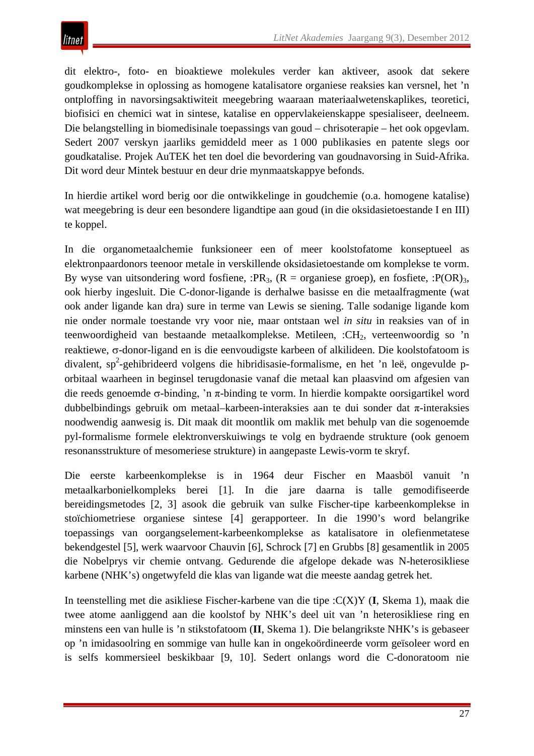dit elektro-, foto- en bioaktiewe molekules verder kan aktiveer, asook dat sekere goudkomplekse in oplossing as homogene katalisatore organiese reaksies kan versnel, het ’n ontploffing in navorsingsaktiwiteit meegebring waaraan materiaalwetenskaplikes, teoretici, biofisici en chemici wat in sintese, katalise en oppervlakeienskappe spesialiseer, deelneem. Die belangstelling in biomedisinale toepassings van goud – chrisoterapie – het ook opgevlam. Sedert 2007 verskyn jaarliks gemiddeld meer as 1 000 publikasies en patente slegs oor goudkatalise. Projek AuTEK het ten doel die bevordering van goudnavorsing in Suid-Afrika. Dit word deur Mintek bestuur en deur drie mynmaatskappye befonds.

In hierdie artikel word berig oor die ontwikkelinge in goudchemie (o.a. homogene katalise) wat meegebring is deur een besondere ligandtipe aan goud (in die oksidasietoestande I en III) te koppel.

In die organometaalchemie funksioneer een of meer koolstofatome konseptueel as elektronpaardonors teenoor metale in verskillende oksidasietoestande om komplekse te vorm. By wyse van uitsondering word fosfiene, $:PR_3$, (R = organiese groep), en fosfiete, $:P(OR)_3$, ook hierby ingesluit. Die C-donor-ligande is derhalwe basisse en die metaalfragmente (wat ook ander ligande kan dra) sure in terme van Lewis se siening. Talle sodanige ligande kom nie onder normale toestande vry voor nie, maar ontstaan wel *in situ* in reaksies van of in teenwoordigheid van bestaande metaalkomplekse. Metileen, $:CH_2$, verteenwoordig so ’n reaktiewe, $\sigma$-donor-ligand en is die eenvoudigste karbeen of alkilideen. Die koolstofatoom is divalent, $sp^2$-gehibrideerd volgens die hibridisasie-formalisme, en het ’n leë, ongevulde p-orbitaal waarheen in beginsel terugdonasie vanaf die metaal kan plaasvind om afgesien van die reeds genoemde $\sigma$-binding, ’n $\pi$-binding te vorm. In hierdie kompakte oorsigartikel word dubbelbindings gebruik om metaal–karbeen-interaksies aan te dui sonder dat $\pi$-interaksies noodwendig aanwesig is. Dit maak dit moontlik om maklik met behulp van die sogenoemde pyl-formalisme formele elektronverskuiwings te volg en bydraende strukture (ook genoem resonansstrukture of mesomeriese strukture) in aangepaste Lewis-vorm te skryf.

Die eerste karbeenkomplekse is in 1964 deur Fischer en Maasböl vanuit ’n metaalkarbonielkompleks berei [1]. In die jare daarna is talle gemodifiseerde bereidingsmetodes [2, 3] asook die gebruik van sulke Fischer-tipe karbeenkomplekse in stoïchiometriese organiese sintese [4] gerapporteer. In die 1990’s word belangrike toepassings van oorgangselement-karbeenkomplekse as katalisatore in olefienmetatese bekendgestel [5], werk waarvoor Chauvin [6], Schrock [7] en Grubbs [8] gesamentlik in 2005 die Nobelprys vir chemie ontvang. Gedurende die afgelope dekade was N-heterosikliese karbene (NHK’s) ongetwyfeld die klas van ligande wat die meeste aandag getrek het.

In teenstelling met die asikliese Fischer-karbene van die tipe :C(X)Y (**I**, Skema 1), maak die twee atome aanliggend aan die koolstof by NHK’s deel uit van ’n heterosikliese ring en minstens een van hulle is ’n stikstofatoom (**II**, Skema 1). Die belangrikste NHK’s is gebaseer op ’n imidasoolring en sommige van hulle kan in ongekoördineerde vorm geïsoleer word en is selfs kommersieel beskikbaar [9, 10]. Sedert onlangs word die C-donoratoom nie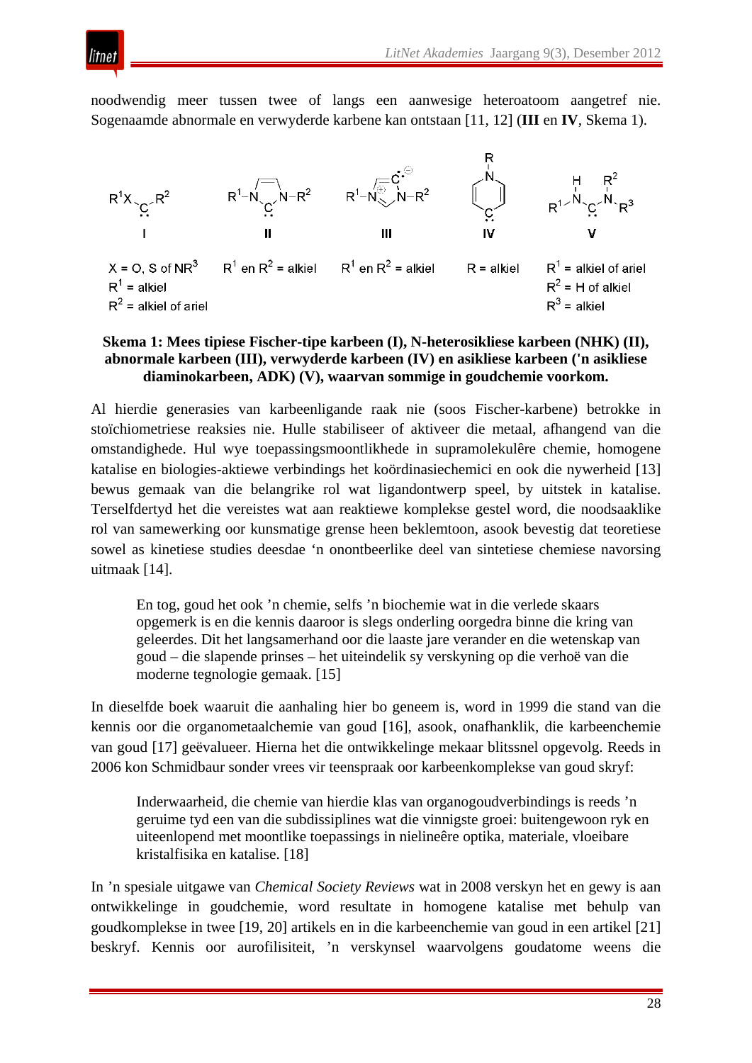noodwendig meer tussen twee of langs een aanwesige heteroatoom aangetref nie. Sogenaamde abnormale en verwyderde karbene kan ontstaan [11, 12] (**III** en **IV**, Skema 1).

I: X = O, S of $NR^3$; $R^1$ = alkiel; $R^2$ = alkiel of ariel

II: $R^1$ en $R^2$ = alkiel

III: $R^1$ en $R^2$ = alkiel

IV: R = alkiel

V: $R^1$ = alkiel of ariel; $R^2$ = H of alkiel; $R^3$ = alkiel

**Skema 1: Mees tipiese Fischer-tipe karbeen (I), N-heterosikliese karbeen (NHK) (II), abnormale karbeen (III), verwyderde karbeen (IV) en asikliese karbeen ('n asikliese diaminokarbeen, ADK) (V), waarvan sommige in goudchemie voorkom.**

Al hierdie generasies van karbeenligande raak nie (soos Fischer-karbene) betrokke in stoïchiometriese reaksies nie. Hulle stabiliseer of aktiveer die metaal, afhangend van die omstandighede. Hul wye toepassingsmoontlikhede in supramolekulêre chemie, homogene katalise en biologies-aktiewe verbindings het koördinasiechemici en ook die nywerheid [13] bewus gemaak van die belangrike rol wat ligandontwerp speel, by uitstek in katalise. Terselfdertyd het die vereistes wat aan reaktiewe komplekse gestel word, die noodsaaklike rol van samewerking oor kunsmatige grense heen beklemtoon, asook bevestig dat teoretiese sowel as kinetiese studies deesdae 'n onontbeerlike deel van sintetiese chemiese navorsing uitmaak [14].

> En tog, goud het ook 'n chemie, selfs 'n biochemie wat in die verlede skaars opgemerk is en die kennis daaroor is slegs onderling oorgedra binne die kring van geleerdes. Dit het langsamerhand oor die laaste jare verander en die wetenskap van goud – die slapende prinses – het uiteindelik sy verskyning op die verhoë van die moderne tegnologie gemaak. [15]

In dieselfde boek waaruit die aanhaling hier bo geneem is, word in 1999 die stand van die kennis oor die organometaalchemie van goud [16], asook, onafhanklik, die karbeenchemie van goud [17] geëvalueer. Hierna het die ontwikkelinge mekaar blitssnel opgevolg. Reeds in 2006 kon Schmidbaur sonder vrees vir teenspraak oor karbeenkomplekse van goud skryf:

> Inderwaarheid, die chemie van hierdie klas van organogoudverbindings is reeds 'n geruime tyd een van die subdissiplines wat die vinnigste groei: buitengewoon ryk en uiteenlopend met moontlike toepassings in nielineêre optika, materiale, vloeibare kristalfisika en katalise. [18]

In 'n spesiale uitgawe van *Chemical Society Reviews* wat in 2008 verskyn het en gewy is aan ontwikkelinge in goudchemie, word resultate in homogene katalise met behulp van goudkomplekse in twee [19, 20] artikels en in die karbeenchemie van goud in een artikel [21] beskryf. Kennis oor aurofilisiteit, 'n verskynsel waarvolgens goudatome weens die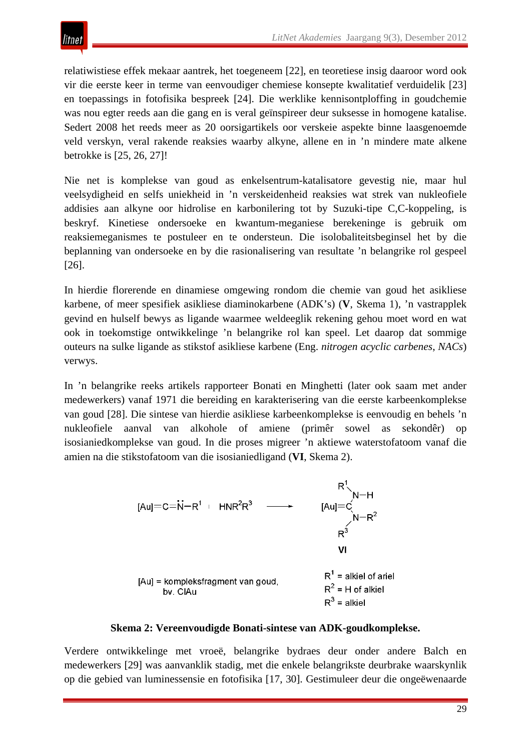relatiwistiese effek mekaar aantrek, het toegeneem [22], en teoretiese insig daaroor word ook vir die eerste keer in terme van eenvoudiger chemiese konsepte kwalitatief verduidelik [23] en toepassings in fotofisika bespreek [24]. Die werklike kennisontploffing in goudchemie was nou egter reeds aan die gang en is veral geïnspireer deur suksesse in homogene katalise. Sedert 2008 het reeds meer as 20 oorsigartikels oor verskeie aspekte binne laasgenoemde veld verskyn, veral rakende reaksies waarby alkyne, allene en in 'n mindere mate alkene betrokke is [25, 26, 27]!

Nie net is komplekse van goud as enkelsentrum-katalisatore gevestig nie, maar hul veelsydigheid en selfs uniekheid in 'n verskeidenheid reaksies wat strek van nukleofiele addisies aan alkyne oor hidrolise en karbonilering tot by Suzuki-tipe C,C-koppeling, is beskryf. Kinetiese ondersoeke en kwantum-meganiese berekeninge is gebruik om reaksiemeganismes te postuleer en te ondersteun. Die isolobaliteitsbeginsel het by die beplanning van ondersoeke en by die rasionalisering van resultate 'n belangrike rol gespeel [26].

In hierdie florerende en dinamiese omgewing rondom die chemie van goud het asikliese karbene, of meer spesifiek asikliese diaminokarbene (ADK's) (**V**, Skema 1), 'n vastrapplek gevind en hulself bewys as ligande waarmee weldeeglik rekening gehou moet word en wat ook in toekomstige ontwikkelinge 'n belangrike rol kan speel. Let daarop dat sommige outeurs na sulke ligande as stikstof asikliese karbene (Eng. *nitrogen acyclic carbenes*, *NACs*) verwys.

In 'n belangrike reeks artikels rapporteer Bonati en Minghetti (later ook saam met ander medewerkers) vanaf 1971 die bereiding en karakterisering van die eerste karbeenkomplekse van goud [28]. Die sintese van hierdie asikliese karbeenkomplekse is eenvoudig en behels 'n nukleofiele aanval van alkohole of amiene (primêr sowel as sekondêr) op isosianiedkomplekse van goud. In die proses migreer 'n aktiewe waterstofatoom vanaf die amien na die stikstofatoom van die isosianiedligand (**VI**, Skema 2).

[Au]=C=N̈–R¹ + HNR²R³ ⟶ [Au]=C(NHR¹)(NR²R³)

VI

[Au] = kompleksfragment van goud, bv. ClAu

R¹ = alkiel of ariel
R² = H of alkiel
R³ = alkiel

**Skema 2: Vereenvoudigde Bonati-sintese van ADK-goudkomplekse.**

Verdere ontwikkelinge met vroeë, belangrike bydraes deur onder andere Balch en medewerkers [29] was aanvanklik stadig, met die enkele belangrikste deurbrake waarskynlik op die gebied van luminessensie en fotofisika [17, 30]. Gestimuleer deur die ongeëwenaarde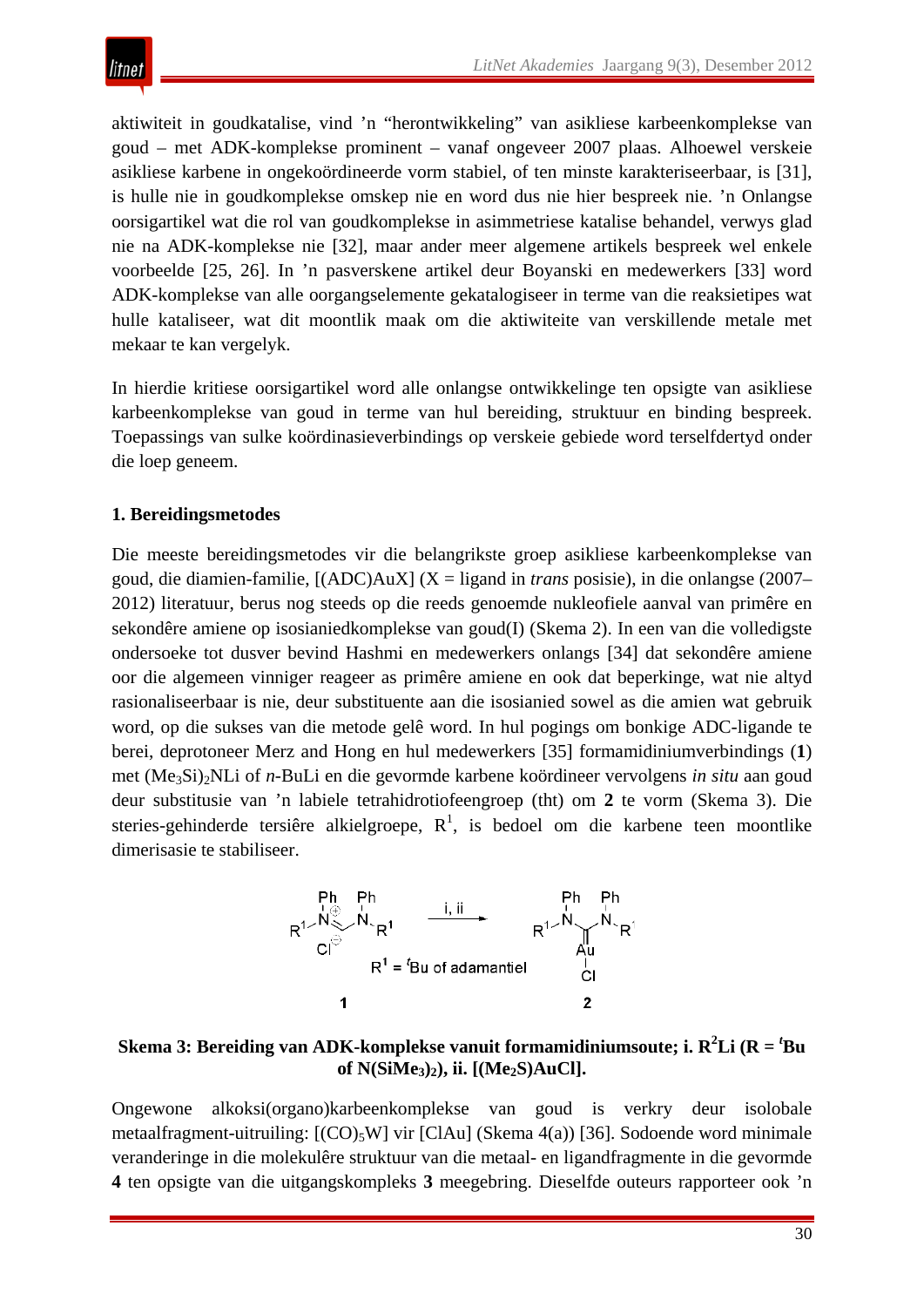aktiwiteit in goudkatalise, vind ’n “herontwikkeling” van asikliese karbeenkomplekse van goud – met ADK-komplekse prominent – vanaf ongeveer 2007 plaas. Alhoewel verskeie asikliese karbene in ongekoördineerde vorm stabiel, of ten minste karakteriseerbaar, is [31], is hulle nie in goudkomplekse omskep nie en word dus nie hier bespreek nie. ’n Onlangse oorsigartikel wat die rol van goudkomplekse in asimmetriese katalise behandel, verwys glad nie na ADK-komplekse nie [32], maar ander meer algemene artikels bespreek wel enkele voorbeelde [25, 26]. In ’n pasverskene artikel deur Boyanski en medewerkers [33] word ADK-komplekse van alle oorgangselemente gekatalogiseer in terme van die reaksietipes wat hulle kataliseer, wat dit moontlik maak om die aktiwiteite van verskillende metale met mekaar te kan vergelyk.

In hierdie kritiese oorsigartikel word alle onlangse ontwikkelinge ten opsigte van asikliese karbeenkomplekse van goud in terme van hul bereiding, struktuur en binding bespreek. Toepassings van sulke koördinasieverbindings op verskeie gebiede word terselfdertyd onder die loep geneem.

## 1. Bereidingsmetodes

Die meeste bereidingsmetodes vir die belangrikste groep asikliese karbeenkomplekse van goud, die diamien-familie, [(ADC)AuX] (X = ligand in *trans* posisie), in die onlangse (2007–2012) literatuur, berus nog steeds op die reeds genoemde nukleofiele aanval van primêre en sekondêre amiene op isosianiedkomplekse van goud(I) (Skema 2). In een van die volledigste ondersoeke tot dusver bevind Hashmi en medewerkers onlangs [34] dat sekondêre amiene oor die algemeen vinniger reageer as primêre amiene en ook dat beperkinge, wat nie altyd rasionaliseerbaar is nie, deur substituente aan die isosianied sowel as die amien wat gebruik word, op die sukses van die metode gelê word. In hul pogings om bonkige ADC-ligande te berei, deprotoneer Merz and Hong en hul medewerkers [35] formamidiniumverbindings (**1**) met $(Me_3Si)_2NLi$ of *n*-BuLi en die gevormde karbene koördineer vervolgens *in situ* aan goud deur substitusie van ’n labiele tetrahidrotiofeengroep (tht) om **2** te vorm (Skema 3). Die steries-gehinderde tersiêre alkielgroepe, $R^1$, is bedoel om die karbene teen moontlike dimerisasie te stabiliseer.

Ph Ph
$R^1$ N⊕ N $R^1$
Cl⊖
i, ii
$R^1$ = $^t$Bu of adamantiel
Ph Ph
$R^1$ N N $R^1$
Au
Cl
1
2

**Skema 3: Bereiding van ADK-komplekse vanuit formamidiniumsoute; i. $R^2Li$ (R = $^t$Bu of $N(SiMe_3)_2$), ii. $[(Me_2S)AuCl]$.**

Ongewone alkoksi(organo)karbeenkomplekse van goud is verkry deur isolobale metaalfragment-uitruiling: $[(CO)_5W]$ vir [ClAu] (Skema 4(a)) [36]. Sodoende word minimale veranderinge in die molekulêre struktuur van die metaal- en ligandfragmente in die gevormde **4** ten opsigte van die uitgangskompleks **3** meegebring. Dieselfde outeurs rapporteer ook ’n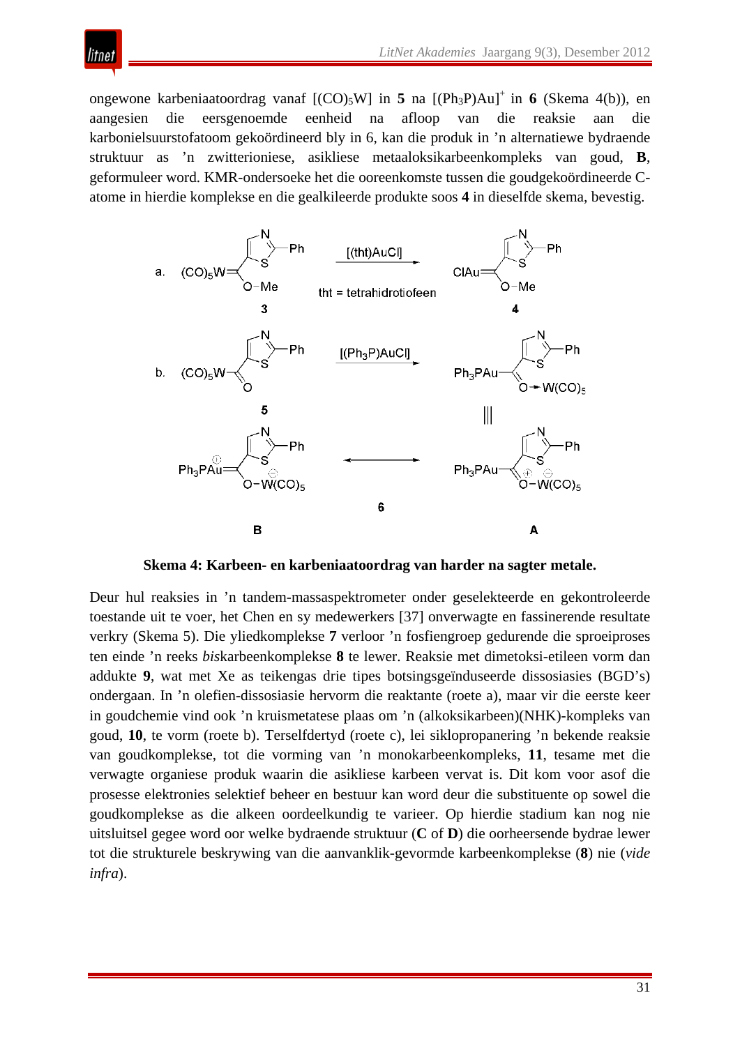ongewone karbeniaatoordrag vanaf $[(CO)_5W]$ in **5** na $[(Ph_3P)Au]^+$ in **6** (Skema 4(b)), en aangesien die eersgenoemde eenheid na afloop van die reaksie aan die karbonielsuurstofatoom gekoördineerd bly in 6, kan die produk in 'n alternatiewe bydraende struktuur as 'n zwitterioniese, asikliese metaaloksikarbeenkompleks van goud, **B**, geformuleer word. KMR-ondersoeke het die ooreenkomste tussen die goudgekoördineerde C-atome in hierdie komplekse en die gealkileerde produkte soos **4** in dieselfde skema, bevestig.

a. $(CO)_5W$ — 3 — [(tht)AuCl] → ClAu — 4

tht = tetrahidrotiofeen

b. $(CO)_5W$ — 5 — $[(Ph_3P)AuCl]$ → $Ph_3PAu$ — O→$W(CO)_5$

B ←→ A

6

**Skema 4: Karbeen- en karbeniaatoordrag van harder na sagter metale.**

Deur hul reaksies in 'n tandem-massaspektrometer onder geselekteerde en gekontroleerde toestande uit te voer, het Chen en sy medewerkers [37] onverwagte en fassinerende resultate verkry (Skema 5). Die yliedkomplekse **7** verloor 'n fosfiengroep gedurende die sproeiproses ten einde 'n reeks *bis*karbeenkomplekse **8** te lewer. Reaksie met dimetoksi-etileen vorm dan addukte **9**, wat met Xe as teikengas drie tipes botsingsgeïnduseerde dissosiasies (BGD's) ondergaan. In 'n olefien-dissosiasie hervorm die reaktante (roete a), maar vir die eerste keer in goudchemie vind ook 'n kruismetatese plaas om 'n (alkoksikarbeen)(NHK)-kompleks van goud, **10**, te vorm (roete b). Terselfdertyd (roete c), lei siklopropanering 'n bekende reaksie van goudkomplekse, tot die vorming van 'n monokarbeenkompleks, **11**, tesame met die verwagte organiese produk waarin die asikliese karbeen vervat is. Dit kom voor asof die prosesse elektronies selektief beheer en bestuur kan word deur die substituente op sowel die goudkomplekse as die alkeen oordeelkundig te varieer. Op hierdie stadium kan nog nie uitsluitsel gegee word oor welke bydraende struktuur (**C** of **D**) die oorheersende bydrae lewer tot die strukturele beskrywing van die aanvanklik-gevormde karbeenkomplekse (**8**) nie (*vide infra*).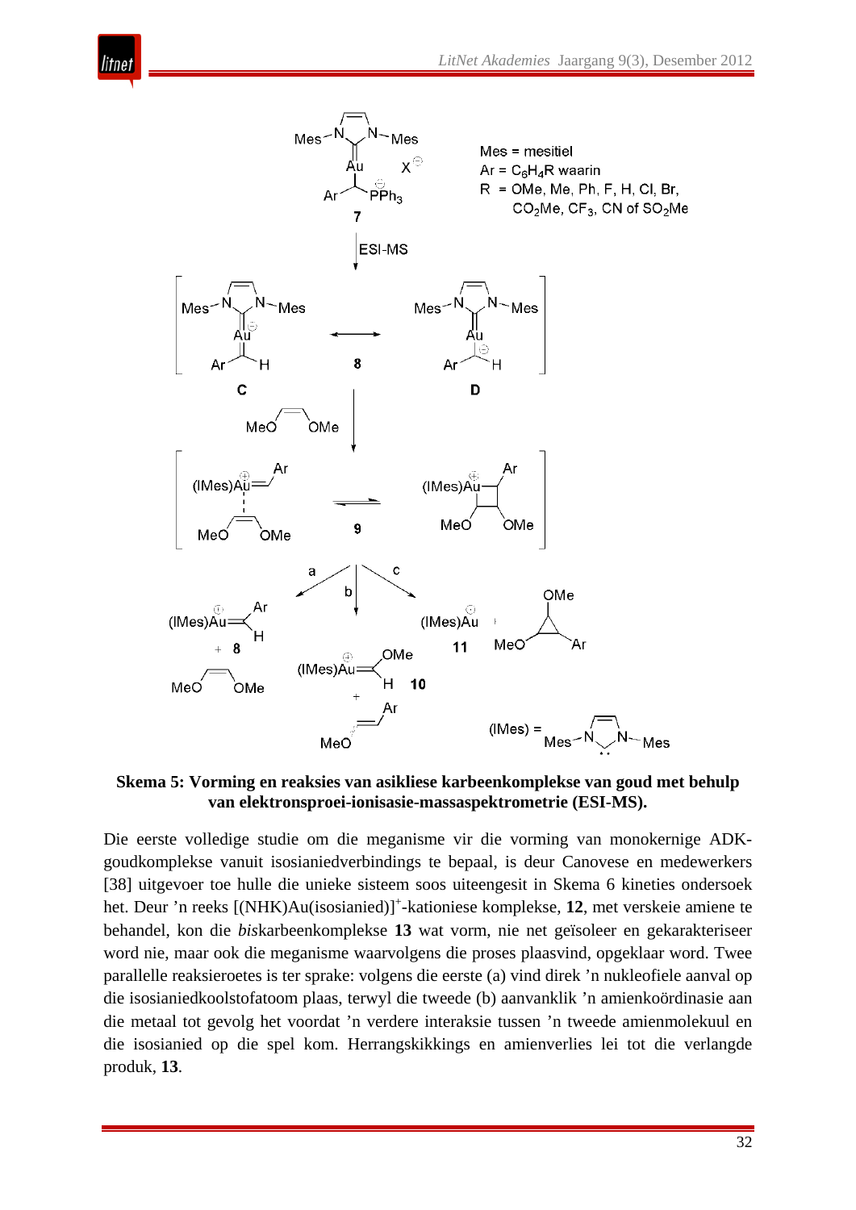Mes = mesitiel
Ar = $C_6H_4R$ waarin
R = OMe, Me, Ph, F, H, Cl, Br, $CO_2Me$, $CF_3$, CN of $SO_2Me$

ESI-MS

**Skema 5: Vorming en reaksies van asikliese karbeenkomplekse van goud met behulp van elektronsproei-ionisasie-massaspektrometrie (ESI-MS).**

Die eerste volledige studie om die meganisme vir die vorming van monokernige ADK-goudkomplekse vanuit isosianiedverbindings te bepaal, is deur Canovese en medewerkers [38] uitgevoer toe hulle die unieke sisteem soos uiteengesit in Skema 6 kineties ondersoek het. Deur 'n reeks [(NHK)Au(isosianied)]$^+$-kationiese komplekse, **12**, met verskeie amiene te behandel, kon die *bis*karbeenkomplekse **13** wat vorm, nie net geïsoleer en gekarakteriseer word nie, maar ook die meganisme waarvolgens die proses plaasvind, opgeklaar word. Twee parallelle reaksieroetes is ter sprake: volgens die eerste (a) vind direk 'n nukleofiele aanval op die isosianiedkoolstofatoom plaas, terwyl die tweede (b) aanvanklik 'n amienkoördinasie aan die metaal tot gevolg het voordat 'n verdere interaksie tussen 'n tweede amienmolekuul en die isosianied op die spel kom. Herrangskikkings en amienverlies lei tot die verlangde produk, **13**.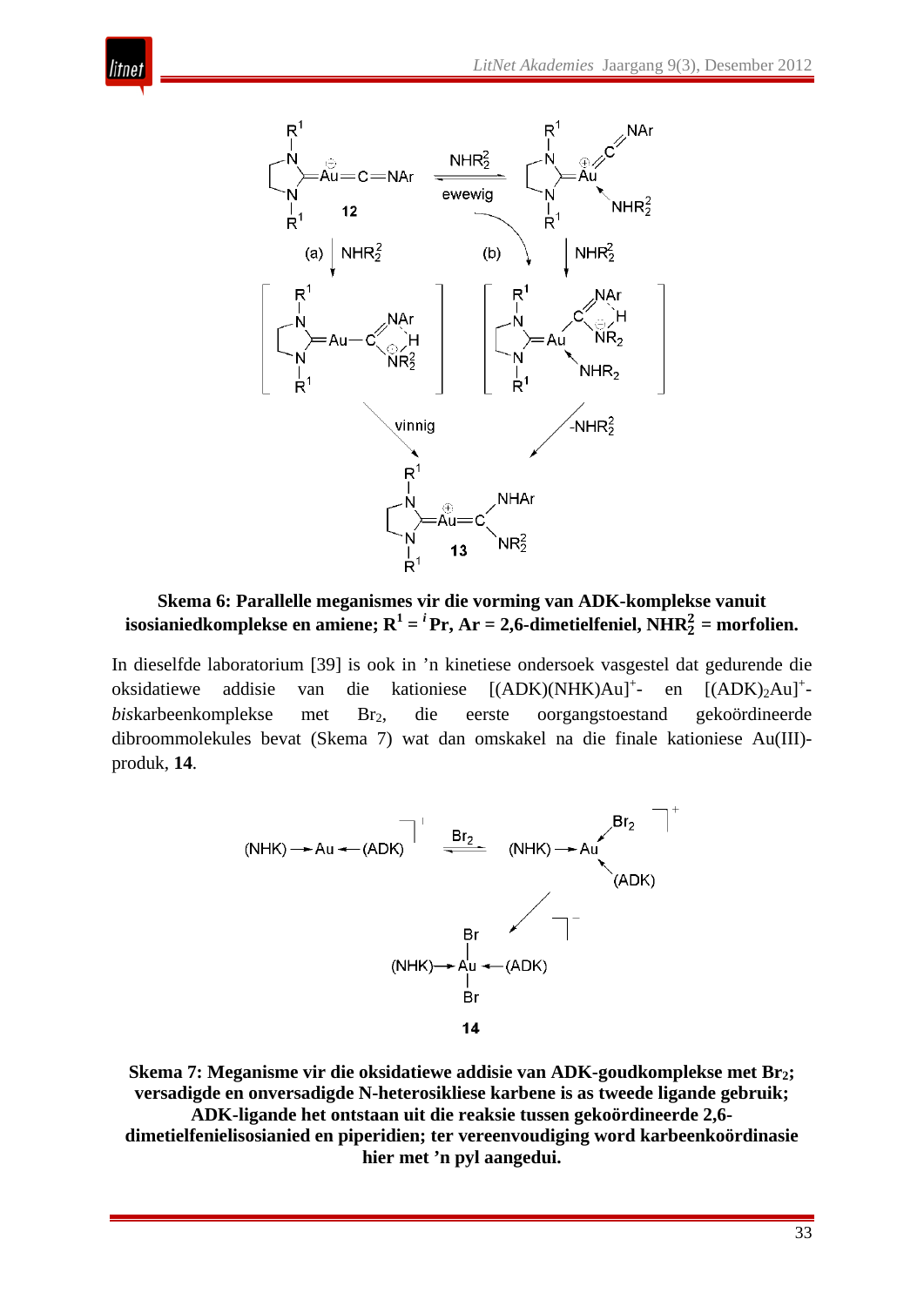**Skema 6: Parallelle meganismes vir die vorming van ADK-komplekse vanuit isosianiedkomplekse en amiene; $R^1$ = $^i$Pr, Ar = 2,6-dimetielfeniel, $NHR^2_2$ = morfolien.**

In dieselfde laboratorium [39] is ook in ’n kinetiese ondersoek vasgestel dat gedurende die oksidatiewe addisie van die kationiese $[(ADK)(NHK)Au]^+$- en $[(ADK)_2Au]^+$-*bis*karbeenkomplekse met $Br_2$, die eerste oorgangstoestand gekoördineerde dibroommolekules bevat (Skema 7) wat dan omskakel na die finale kationiese Au(III)-produk, **14**.

**Skema 7: Meganisme vir die oksidatiewe addisie van ADK-goudkomplekse met $Br_2$; versadigde en onversadigde N-heterosikliese karbene is as tweede ligande gebruik; ADK-ligande het ontstaan uit die reaksie tussen gekoördineerde 2,6-dimetielfenielisosianied en piperidien; ter vereenvoudiging word karbeenkoördinasie hier met ’n pyl aangedui.**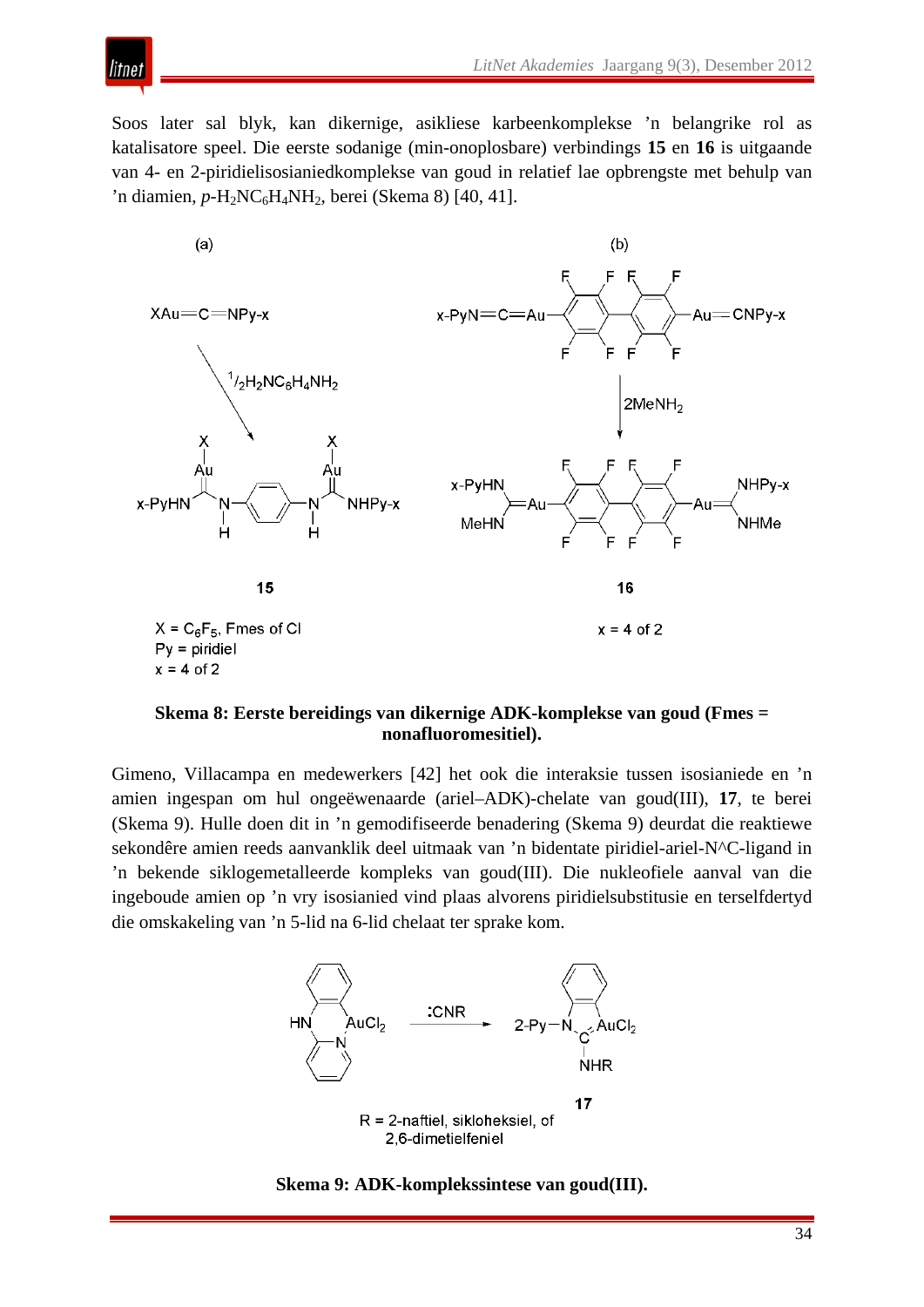Soos later sal blyk, kan dikernige, asikliese karbeenkomplekse ’n belangrike rol as katalisatore speel. Die eerste sodanige (min-onoplosbare) verbindings **15** en **16** is uitgaande van 4- en 2-piridielisosianiedkomplekse van goud in relatief lae opbrengste met behulp van ’n diamien, *p*-$H_2NC_6H_4NH_2$, berei (Skema 8) [40, 41].

(a)

XAu=C=NPy-x

$^{1}/_{2}H_2NC_6H_4NH_2$

15

X = $C_6F_5$, Fmes of Cl
Py = piridiel
x = 4 of 2

(b)

2MeNH$_2$

16

x = 4 of 2

**Skema 8: Eerste bereidings van dikernige ADK-komplekse van goud (Fmes = nonafluoromesitiel).**

Gimeno, Villacampa en medewerkers [42] het ook die interaksie tussen isosianiede en ’n amien ingespan om hul ongeëwenaarde (ariel–ADK)-chelate van goud(III), **17**, te berei (Skema 9). Hulle doen dit in ’n gemodifiseerde benadering (Skema 9) deurdat die reaktiewe sekondêre amien reeds aanvanklik deel uitmaak van ’n bidentate piridiel-ariel-N^C-ligand in ’n bekende siklogemetalleerde kompleks van goud(III). Die nukleofiele aanval van die ingeboude amien op ’n vry isosianied vind plaas alvorens piridielsubstitusie en terselfdertyd die omskakeling van ’n 5-lid na 6-lid chelaat ter sprake kom.

:CNR

17

R = 2-naftiel, sikloheksiel, of 2,6-dimetielfeniel

**Skema 9: ADK-komplekssintese van goud(III).**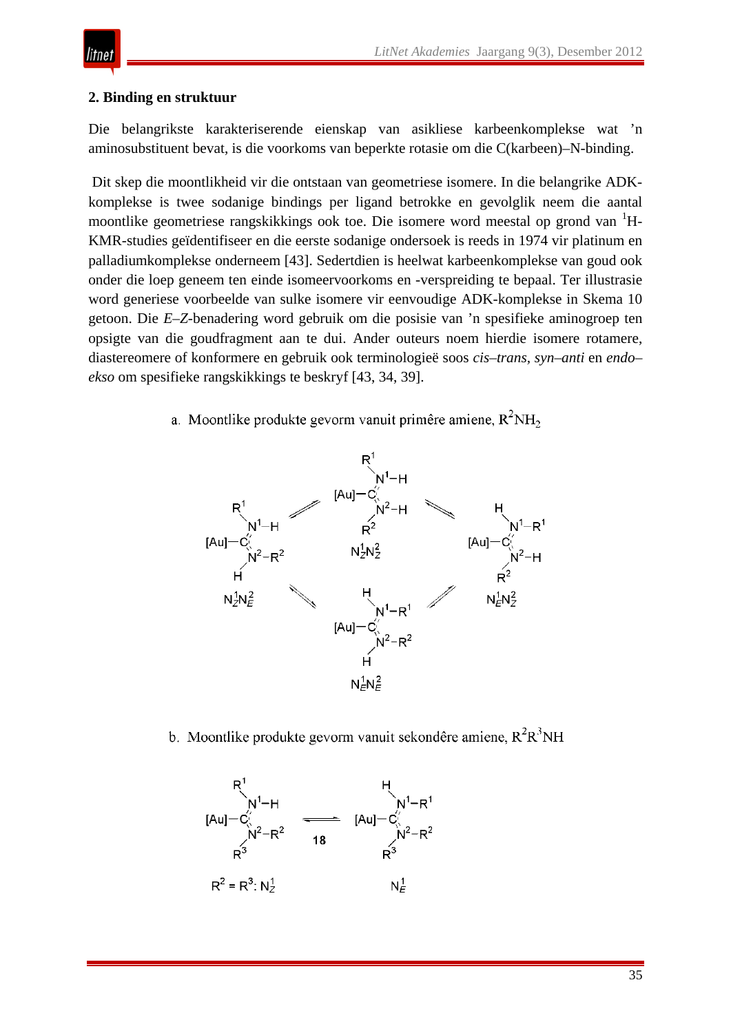## 2. Binding en struktuur

Die belangrikste karakteriserende eienskap van asikliese karbeenkomplekse wat 'n aminosubstituent bevat, is die voorkoms van beperkte rotasie om die C(karbeen)–N-binding.

Dit skep die moontlikheid vir die ontstaan van geometriese isomere. In die belangrike ADK-komplekse is twee sodanige bindings per ligand betrokke en gevolglik neem die aantal moontlike geometriese rangskikkings ook toe. Die isomere word meestal op grond van $^1$H-KMR-studies geïdentifiseer en die eerste sodanige ondersoek is reeds in 1974 vir platinum en palladiumkomplekse onderneem [43]. Sedertdien is heelwat karbeenkomplekse van goud ook onder die loep geneem ten einde isomeervoorkoms en -verspreiding te bepaal. Ter illustrasie word generiese voorbeelde van sulke isomere vir eenvoudige ADK-komplekse in Skema 10 getoon. Die *E–Z*-benadering word gebruik om die posisie van 'n spesifieke aminogroep ten opsigte van die goudfragment aan te dui. Ander outeurs noem hierdie isomere rotamere, diastereomere of konformere en gebruik ook terminologieë soos *cis–trans*, *syn–anti* en *endo–ekso* om spesifieke rangskikkings te beskryf [43, 34, 39].

a. Moontlike produkte gevorm vanuit primêre amiene, $R^2NH_2$

$N^1_ZN^2_Z$

$N^1_ZN^2_E$

$N^1_EN^2_Z$

$N^1_EN^2_E$

b. Moontlike produkte gevorm vanuit sekondêre amiene, $R^2R^3NH$

18

$R^2 = R^3$: $N^1_Z$

$N^1_E$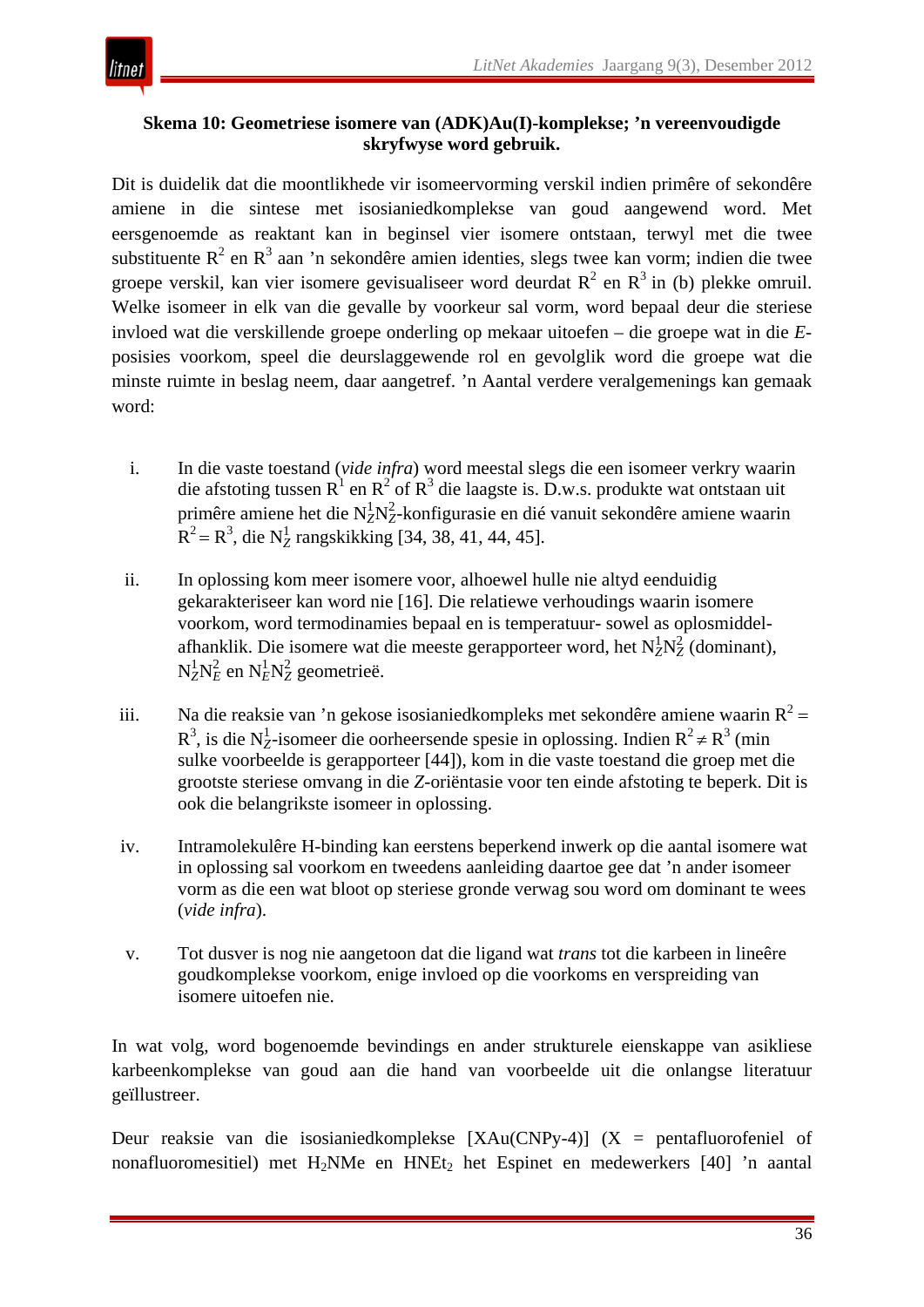**Skema 10: Geometriese isomere van (ADK)Au(I)-komplekse; ’n vereenvoudigde skryfwyse word gebruik.**

Dit is duidelik dat die moontlikhede vir isomeervorming verskil indien primêre of sekondêre amiene in die sintese met isosianiedkomplekse van goud aangewend word. Met eersgenoemde as reaktant kan in beginsel vier isomere ontstaan, terwyl met die twee substituente $R^2$ en $R^3$ aan ’n sekondêre amien identies, slegs twee kan vorm; indien die twee groepe verskil, kan vier isomere gevisualiseer word deurdat $R^2$ en $R^3$ in (b) plekke omruil. Welke isomeer in elk van die gevalle by voorkeur sal vorm, word bepaal deur die steriese invloed wat die verskillende groepe onderling op mekaar uitoefen – die groepe wat in die *E*-posisies voorkom, speel die deurslaggewende rol en gevolglik word die groepe wat die minste ruimte in beslag neem, daar aangetref. ’n Aantal verdere veralgemenings kan gemaak word:

i. In die vaste toestand (*vide infra*) word meestal slegs die een isomeer verkry waarin die afstoting tussen $R^1$ en $R^2$ of $R^3$ die laagste is. D.w.s. produkte wat ontstaan uit primêre amiene het die $N_Z^1N_Z^2$-konfigurasie en dié vanuit sekondêre amiene waarin $R^2 = R^3$, die $N_Z^1$ rangskikking [34, 38, 41, 44, 45].

ii. In oplossing kom meer isomere voor, alhoewel hulle nie altyd eenduidig gekarakteriseer kan word nie [16]. Die relatiewe verhoudings waarin isomere voorkom, word termodinamies bepaal en is temperatuur- sowel as oplosmiddel-afhanklik. Die isomere wat die meeste gerapporteer word, het $N_Z^1N_Z^2$ (dominant), $N_Z^1N_E^2$ en $N_E^1N_Z^2$ geometrieë.

iii. Na die reaksie van ’n gekose isosianiedkompleks met sekondêre amiene waarin $R^2 = R^3$, is die $N_Z^1$-isomeer die oorheersende spesie in oplossing. Indien $R^2 \neq R^3$ (min sulke voorbeelde is gerapporteer [44]), kom in die vaste toestand die groep met die grootste steriese omvang in die *Z*-oriëntasie voor ten einde afstoting te beperk. Dit is ook die belangrikste isomeer in oplossing.

iv. Intramolekulêre H-binding kan eerstens beperkend inwerk op die aantal isomere wat in oplossing sal voorkom en tweedens aanleiding daartoe gee dat ’n ander isomeer vorm as die een wat bloot op steriese gronde verwag sou word om dominant te wees (*vide infra*).

v. Tot dusver is nog nie aangetoon dat die ligand wat *trans* tot die karbeen in lineêre goudkomplekse voorkom, enige invloed op die voorkoms en verspreiding van isomere uitoefen nie.

In wat volg, word bogenoemde bevindings en ander strukturele eienskappe van asikliese karbeenkomplekse van goud aan die hand van voorbeelde uit die onlangse literatuur geïllustreer.

Deur reaksie van die isosianiedkomplekse [XAu(CNPy-4)] (X = pentafluorofeniel of nonafluoromesitiel) met $H_2NMe$ en $HNEt_2$ het Espinet en medewerkers [40] ’n aantal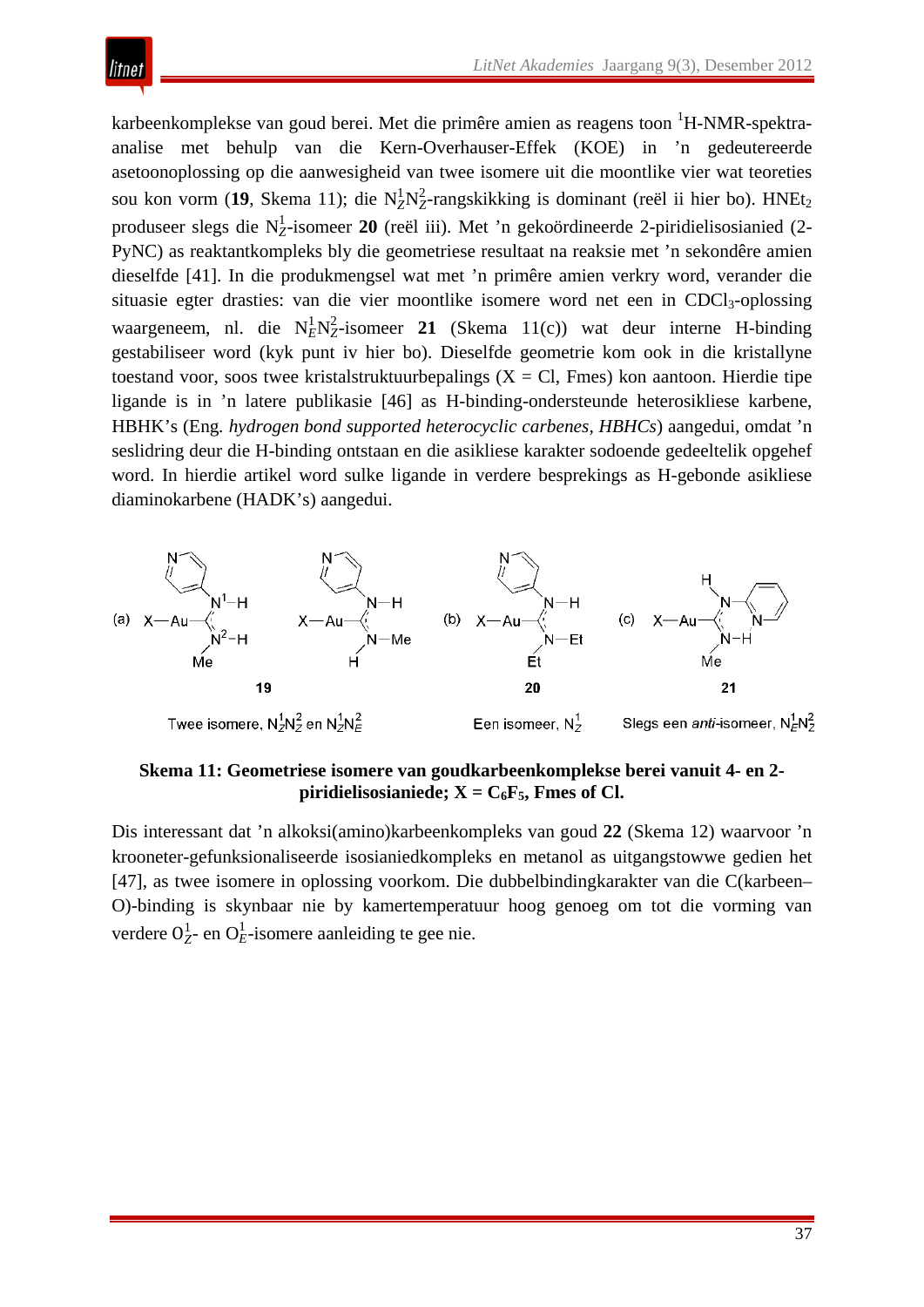karbeenkomplekse van goud berei. Met die primêre amien as reagens toon $^1$H-NMR-spektra-analise met behulp van die Kern-Overhauser-Effek (KOE) in ’n gedeutereerde asetoonoplossing op die aanwesigheid van twee isomere uit die moontlike vier wat teoreties sou kon vorm (**19**, Skema 11); die $N^1_Z N^2_Z$-rangskikking is dominant (reël ii hier bo). $HNEt_2$ produseer slegs die $N^1_Z$-isomeer **20** (reël iii). Met ’n gekoördineerde 2-piridielisosianied (2-PyNC) as reaktantkompleks bly die geometriese resultaat na reaksie met ’n sekondêre amien dieselfde [41]. In die produkmengsel wat met ’n primêre amien verkry word, verander die situasie egter drasties: van die vier moontlike isomere word net een in $CDCl_3$-oplossing waargeneem, nl. die $N^1_E N^2_Z$-isomeer **21** (Skema 11(c)) wat deur interne H-binding gestabiliseer word (kyk punt iv hier bo). Dieselfde geometrie kom ook in die kristallyne toestand voor, soos twee kristalstruktuurbepalings (X = Cl, Fmes) kon aantoon. Hierdie tipe ligande is in ’n latere publikasie [46] as H-binding-ondersteunde heterosikliese karbene, HBHK’s (Eng. *hydrogen bond supported heterocyclic carbenes, HBHCs*) aangedui, omdat ’n seslidring deur die H-binding ontstaan en die asikliese karakter sodoende gedeeltelik opgehef word. In hierdie artikel word sulke ligande in verdere besprekings as H-gebonde asikliese diaminokarbene (HADK’s) aangedui.

(a) 19 — Twee isomere, $N^1_Z N^2_Z$ en $N^1_Z N^2_E$

(b) 20 — Een isomeer, $N^1_Z$

(c) 21 — Slegs een *anti*-isomeer, $N^1_E N^2_Z$

**Skema 11: Geometriese isomere van goudkarbeenkomplekse berei vanuit 4- en 2-piridielisosianiede; X = $C_6F_5$, Fmes of Cl.**

Dis interessant dat ’n alkoksi(amino)karbeenkompleks van goud **22** (Skema 12) waarvoor ’n krooneter-gefunksionaliseerde isosianiedkompleks en metanol as uitgangstowwe gedien het [47], as twee isomere in oplossing voorkom. Die dubbelbindingkarakter van die C(karbeen–O)-binding is skynbaar nie by kamertemperatuur hoog genoeg om tot die vorming van verdere $O^1_Z$- en $O^1_E$-isomere aanleiding te gee nie.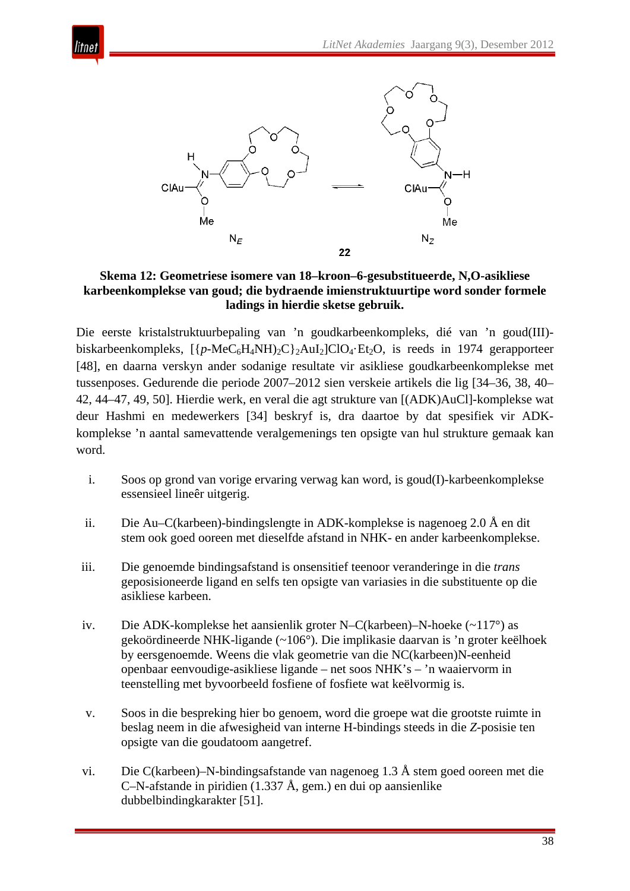**Skema 12: Geometriese isomere van 18–kroon–6-gesubstitueerde, N,O-asikliese karbeenkomplekse van goud; die bydraende imienstruktuurtipe word sonder formele ladings in hierdie sketse gebruik.**

Die eerste kristalstruktuurbepaling van 'n goudkarbeenkompleks, dié van 'n goud(III)-biskarbeenkompleks, $[\{p\text{-}MeC_6H_4NH)_2C\}_2AuI_2]ClO_4{\cdot}Et_2O$, is reeds in 1974 gerapporteer [48], en daarna verskyn ander sodanige resultate vir asikliese goudkarbeenkomplekse met tussenposes. Gedurende die periode 2007–2012 sien verskeie artikels die lig [34–36, 38, 40–42, 44–47, 49, 50]. Hierdie werk, en veral die agt strukture van [(ADK)AuCl]-komplekse wat deur Hashmi en medewerkers [34] beskryf is, dra daartoe by dat spesifiek vir ADK-komplekse 'n aantal samevattende veralgemenings ten opsigte van hul strukture gemaak kan word.

i. Soos op grond van vorige ervaring verwag kan word, is goud(I)-karbeenkomplekse essensieel lineêr uitgerig.

ii. Die Au–C(karbeen)-bindingslengte in ADK-komplekse is nagenoeg 2.0 Å en dit stem ook goed ooreen met dieselfde afstand in NHK- en ander karbeenkomplekse.

iii. Die genoemde bindingsafstand is onsensitief teenoor veranderinge in die *trans* geposisioneerde ligand en selfs ten opsigte van variasies in die substituente op die asikliese karbeen.

iv. Die ADK-komplekse het aansienlik groter N–C(karbeen)–N-hoeke (~117°) as gekoördineerde NHK-ligande (~106°). Die implikasie daarvan is 'n groter keëlhoek by eersgenoemde. Weens die vlak geometrie van die NC(karbeen)N-eenheid openbaar eenvoudige-asikliese ligande – net soos NHK's – 'n waaiervorm in teenstelling met byvoorbeeld fosfiene of fosfiete wat keëlvormig is.

v. Soos in die bespreking hier bo genoem, word die groepe wat die grootste ruimte in beslag neem in die afwesigheid van interne H-bindings steeds in die *Z*-posisie ten opsigte van die goudatoom aangetref.

vi. Die C(karbeen)–N-bindingsafstande van nagenoeg 1.3 Å stem goed ooreen met die C–N-afstande in piridien (1.337 Å, gem.) en dui op aansienlike dubbelbindingkarakter [51].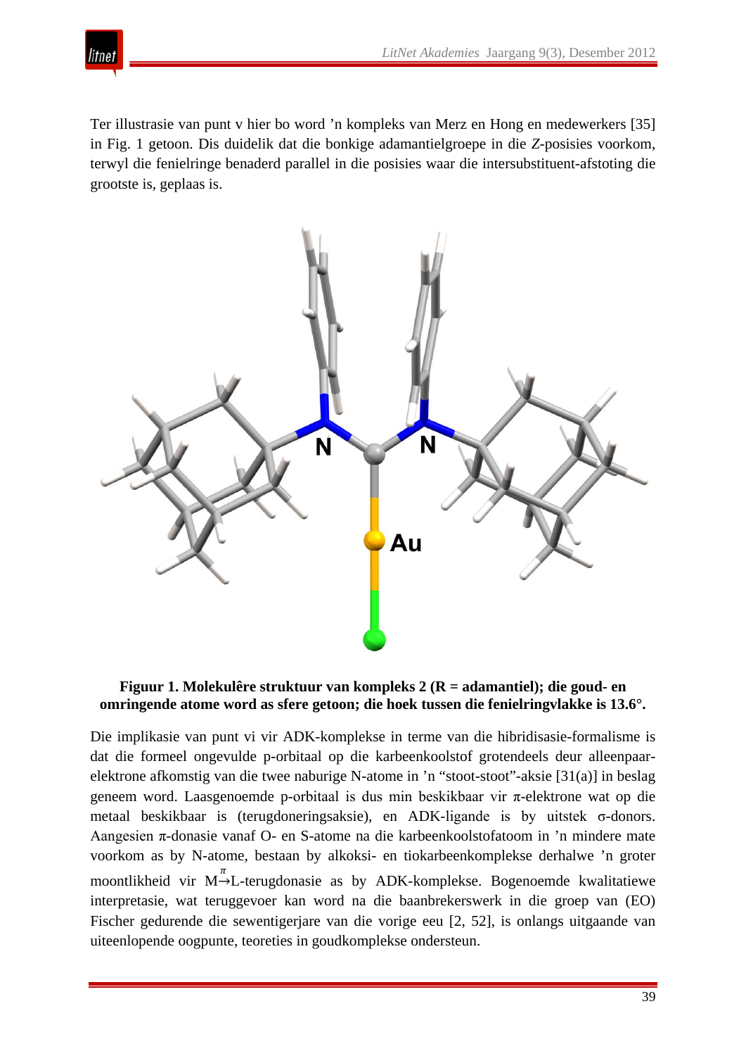Ter illustrasie van punt v hier bo word ’n kompleks van Merz en Hong en medewerkers [35] in Fig. 1 getoon. Dis duidelik dat die bonkige adamantielgroepe in die *Z*-posisies voorkom, terwyl die fenielringe benaderd parallel in die posisies waar die intersubstituent-afstoting die grootste is, geplaas is.

N

N

Au

**Figuur 1. Molekulêre struktuur van kompleks 2 (R = adamantiel); die goud- en omringende atome word as sfere getoon; die hoek tussen die fenielringvlakke is 13.6°.**

Die implikasie van punt vi vir ADK-komplekse in terme van die hibridisasie-formalisme is dat die formeel ongevulde p-orbitaal op die karbeenkoolstof grotendeels deur alleenpaar-elektrone afkomstig van die twee naburige N-atome in ’n “stoot-stoot”-aksie [31(a)] in beslag geneem word. Laasgenoemde p-orbitaal is dus min beskikbaar vir π-elektrone wat op die metaal beskikbaar is (terugdoneringsaksie), en ADK-ligande is by uitstek σ-donors. Aangesien π-donasie vanaf O- en S-atome na die karbeenkoolstofatoom in ’n mindere mate voorkom as by N-atome, bestaan by alkoksi- en tiokarbeenkomplekse derhalwe ’n groter moontlikheid vir $M\xrightarrow{\pi}L$-terugdonasie as by ADK-komplekse. Bogenoemde kwalitatiewe interpretasie, wat teruggevoer kan word na die baanbrekerswerk in die groep van (EO) Fischer gedurende die sewentigerjare van die vorige eeu [2, 52], is onlangs uitgaande van uiteenlopende oogpunte, teoreties in goudkomplekse ondersteun.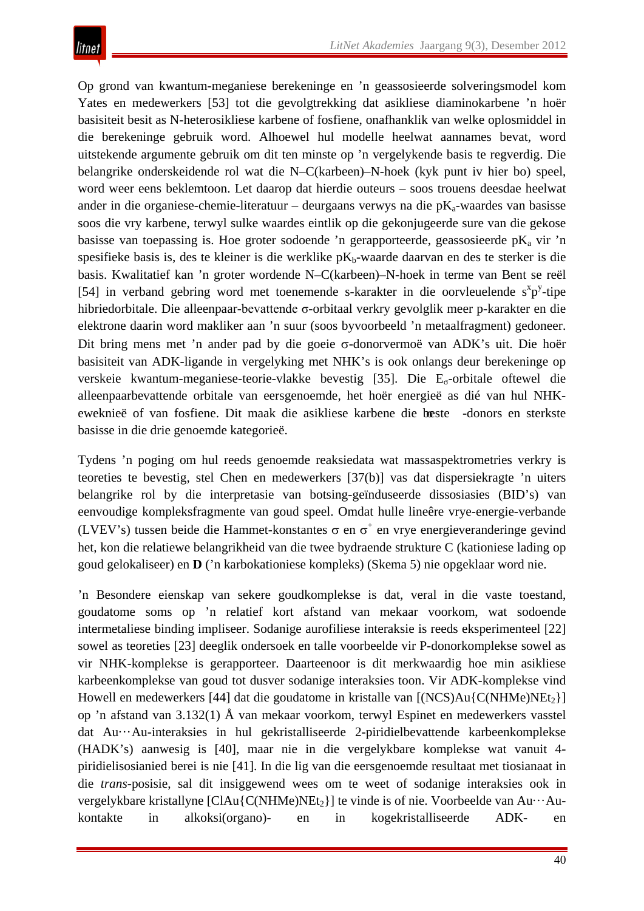Op grond van kwantum-meganiese berekeninge en ’n geassosieerde solveringsmodel kom Yates en medewerkers [53] tot die gevolgtrekking dat asikliese diaminokarbene ’n hoër basisiteit besit as N-heterosikliese karbene of fosfiene, onafhanklik van welke oplosmiddel in die berekeninge gebruik word. Alhoewel hul modelle heelwat aannames bevat, word uitstekende argumente gebruik om dit ten minste op ’n vergelykende basis te regverdig. Die belangrike onderskeidende rol wat die N–C(karbeen)–N-hoek (kyk punt iv hier bo) speel, word weer eens beklemtoon. Let daarop dat hierdie outeurs – soos trouens deesdae heelwat ander in die organiese-chemie-literatuur – deurgaans verwys na die $pK_a$-waardes van basisse soos die vry karbene, terwyl sulke waardes eintlik op die gekonjugeerde sure van die gekose basisse van toepassing is. Hoe groter sodoende ’n gerapporteerde, geassosieerde $pK_a$ vir ’n spesifieke basis is, des te kleiner is die werklike $pK_b$-waarde daarvan en des te sterker is die basis. Kwalitatief kan ’n groter wordende N–C(karbeen)–N-hoek in terme van Bent se reël [54] in verband gebring word met toenemende s-karakter in die oorvleuelende $s^xp^y$-tipe hibriedorbitale. Die alleenpaar-bevattende σ-orbitaal verkry gevolglik meer p-karakter en die elektrone daarin word makliker aan ’n suur (soos byvoorbeeld ’n metaalfragment) gedoneer. Dit bring mens met ’n ander pad by die goeie σ-donorvermoë van ADK’s uit. Die hoër basisiteit van ADK-ligande in vergelyking met NHK’s is ook onlangs deur berekeninge op verskeie kwantum-meganiese-teorie-vlakke bevestig [35]. Die $E_\sigma$-orbitale oftewel die alleenpaarbevattende orbitale van eersgenoemde, het hoër energieë as dié van hul NHK-eweknieë of van fosfiene. Dit maak die asikliese karbene die beste σ-donors en sterkste basisse in die drie genoemde kategorieë.

Tydens ’n poging om hul reeds genoemde reaksiedata wat massaspektrometries verkry is teoreties te bevestig, stel Chen en medewerkers [37(b)] vas dat dispersiekragte ’n uiters belangrike rol by die interpretasie van botsing-geïnduseerde dissosiasies (BID’s) van eenvoudige kompleksfragmente van goud speel. Omdat hulle lineêre vrye-energie-verbande (LVEV’s) tussen beide die Hammet-konstantes σ en $\sigma^+$ en vrye energieveranderinge gevind het, kon die relatiewe belangrikheid van die twee bydraende strukture C (kationiese lading op goud gelokaliseer) en **D** (’n karbokationiese kompleks) (Skema 5) nie opgeklaar word nie.

’n Besondere eienskap van sekere goudkomplekse is dat, veral in die vaste toestand, goudatome soms op ’n relatief kort afstand van mekaar voorkom, wat sodoende intermetaliese binding impliseer. Sodanige aurofiliese interaksie is reeds eksperimenteel [22] sowel as teoreties [23] deeglik ondersoek en talle voorbeelde vir P-donorkomplekse sowel as vir NHK-komplekse is gerapporteer. Daarteenoor is dit merkwaardig hoe min asikliese karbeenkomplekse van goud tot dusver sodanige interaksies toon. Vir ADK-komplekse vind Howell en medewerkers [44] dat die goudatome in kristalle van $[(NCS)Au\{C(NHMe)NEt_2\}]$ op ’n afstand van 3.132(1) Å van mekaar voorkom, terwyl Espinet en medewerkers vasstel dat Au···Au-interaksies in hul gekristalliseerde 2-piridielbevattende karbeenkomplekse (HADK’s) aanwesig is [40], maar nie in die vergelykbare komplekse wat vanuit 4-piridielisosianied berei is nie [41]. In die lig van die eersgenoemde resultaat met tiosianaat in die *trans*-posisie, sal dit insiggewend wees om te weet of sodanige interaksies ook in vergelykbare kristallyne $[ClAu\{C(NHMe)NEt_2\}]$ te vinde is of nie. Voorbeelde van Au···Au-kontakte in alkoksi(organo)- en in kogekristalliseerde ADK- en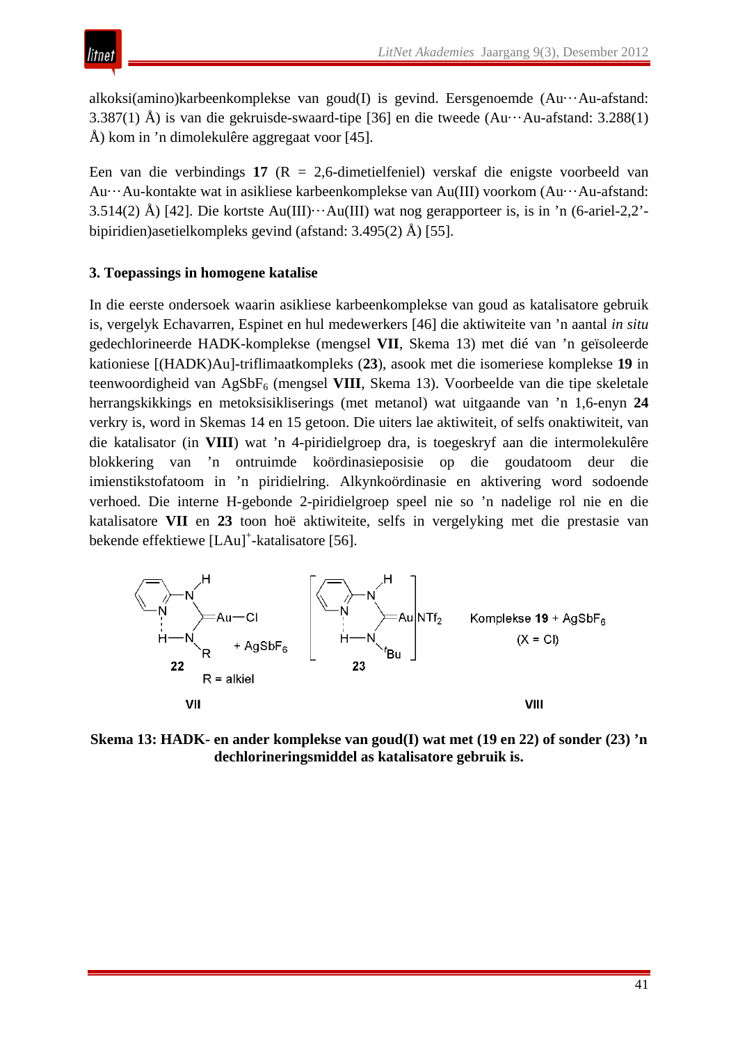alkoksi(amino)karbeenkomplekse van goud(I) is gevind. Eersgenoemde (Au···Au-afstand: 3.387(1) Å) is van die gekruisde-swaard-tipe [36] en die tweede (Au···Au-afstand: 3.288(1) Å) kom in ’n dimolekulêre aggregaat voor [45].

Een van die verbindings **17** (R = 2,6-dimetielfeniel) verskaf die enigste voorbeeld van Au···Au-kontakte wat in asikliese karbeenkomplekse van Au(III) voorkom (Au···Au-afstand: 3.514(2) Å) [42]. Die kortste Au(III)···Au(III) wat nog gerapporteer is, is in ’n (6-ariel-2,2’-bipiridien)asetielkompleks gevind (afstand: 3.495(2) Å) [55].

### 3. Toepassings in homogene katalise

In die eerste ondersoek waarin asikliese karbeenkomplekse van goud as katalisatore gebruik is, vergelyk Echavarren, Espinet en hul medewerkers [46] die aktiwiteite van ’n aantal *in situ* gedechlorineerde HADK-komplekse (mengsel **VII**, Skema 13) met dié van ’n geïsoleerde kationiese [(HADK)Au]-triflimaatkompleks (**23**), asook met die isomeriese komplekse **19** in teenwoordigheid van $AgSbF_6$ (mengsel **VIII**, Skema 13). Voorbeelde van die tipe skeletale herrangskikkings en metoksisiklisering (met metanol) wat uitgaande van ’n 1,6-enyn **24** verkry is, word in Skemas 14 en 15 getoon. Die uiters lae aktiwiteit, of selfs onaktiwiteit, van die katalisator (in **VIII**) wat ’n 4-piridielgroep dra, is toegeskryf aan die intermolekulêre blokkering van ’n ontruimde koördinasieposisie op die goudatoom deur die imienstikstofatoom in ’n piridielring. Alkynkoördinasie en aktivering word sodoende verhoed. Die interne H-gebonde 2-piridielgroep speel nie so ’n nadelige rol nie en die katalisatore **VII** en **23** toon hoë aktiwiteite, selfs in vergelyking met die prestasie van bekende effektiewe $[LAu]^+$-katalisatore [56].

22
+ $AgSbF_6$
R = alkiel
VII

23
$NTf_2$
$^t$Bu

Komplekse **19** + $AgSbF_6$
(X = Cl)
VIII

**Skema 13: HADK- en ander komplekse van goud(I) wat met (19 en 22) of sonder (23) ’n dechlorineringsmiddel as katalisatore gebruik is.**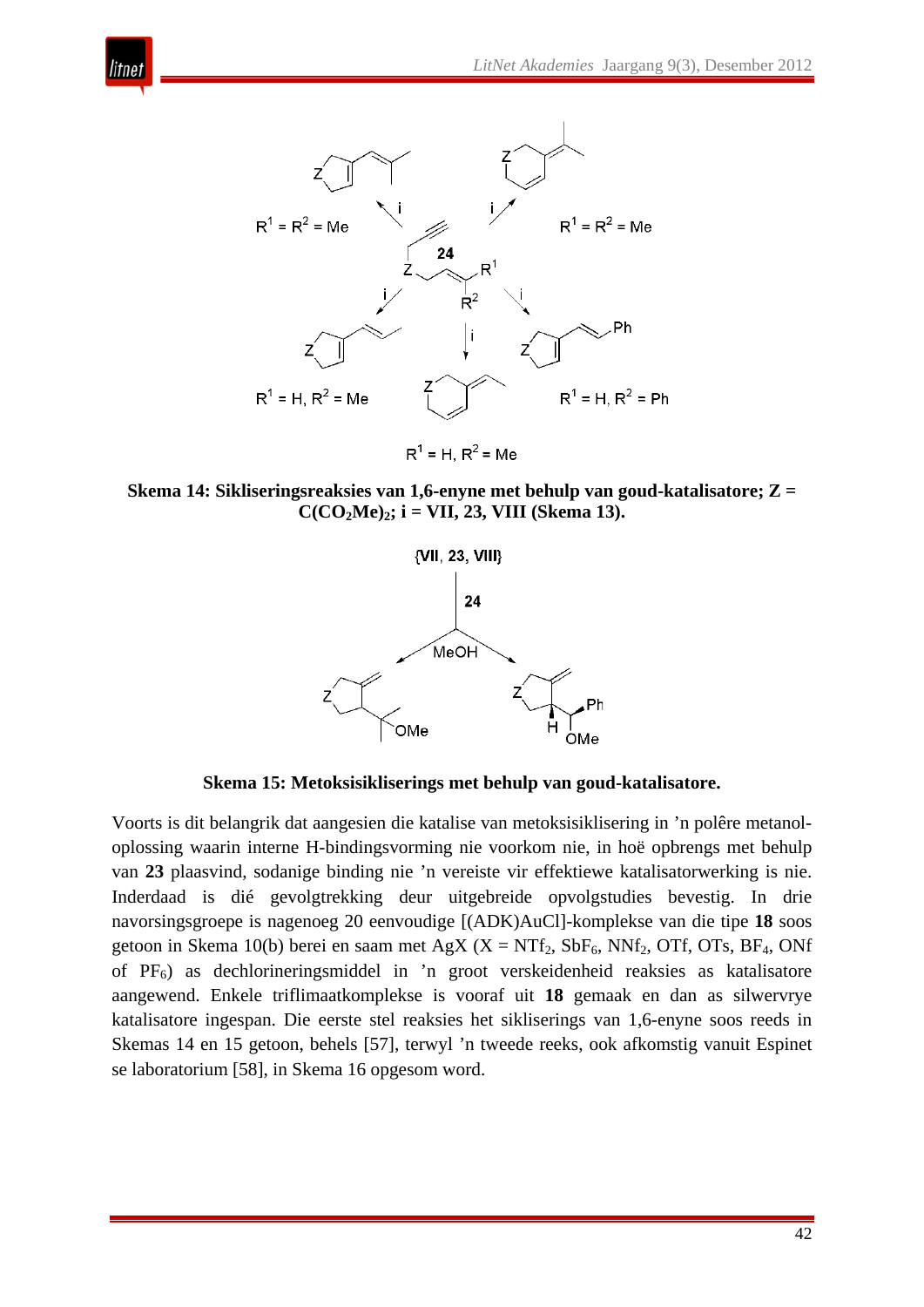$R^1 = R^2 = Me$

i

i

$R^1 = R^2 = Me$

24

Z

$R^1$

$R^2$

i

i

i

$R^1 = H, R^2 = Me$

$R^1 = H, R^2 = Ph$

$R^1 = H, R^2 = Me$

**Skema 14: Sikliseringsreaksies van 1,6-enyne met behulp van goud-katalisatore; Z = $C(CO_2Me)_2$; i = VII, 23, VIII (Skema 13).**

{VII, 23, VIII}

24

MeOH

OMe

Ph

H

OMe

**Skema 15: Metoksisiklisering met behulp van goud-katalisatore.**

Voorts is dit belangrik dat aangesien die katalise van metoksisiklisering in ’n polêre metanol-oplossing waarin interne H-bindingsvorming nie voorkom nie, in hoë opbrengs met behulp van **23** plaasvind, sodanige binding nie ’n vereiste vir effektiewe katalisatorwerking is nie. Inderdaad is dié gevolgtrekking deur uitgebreide opvolgstudies bevestig. In drie navorsingsgroepe is nagenoeg 20 eenvoudige [(ADK)AuCl]-komplekse van die tipe **18** soos getoon in Skema 10(b) berei en saam met AgX (X = $NTf_2$, $SbF_6$, $NNf_2$, OTf, OTs, $BF_4$, ONf of $PF_6$) as dechlorineringsmiddel in ’n groot verskeidenheid reaksies as katalisatore aangewend. Enkele triflimaatkomplekse is vooraf uit **18** gemaak en dan as silwervrye katalisatore ingespan. Die eerste stel reaksies het siklisering van 1,6-enyne soos reeds in Skemas 14 en 15 getoon, behels [57], terwyl ’n tweede reeks, ook afkomstig vanuit Espinet se laboratorium [58], in Skema 16 opgesom word.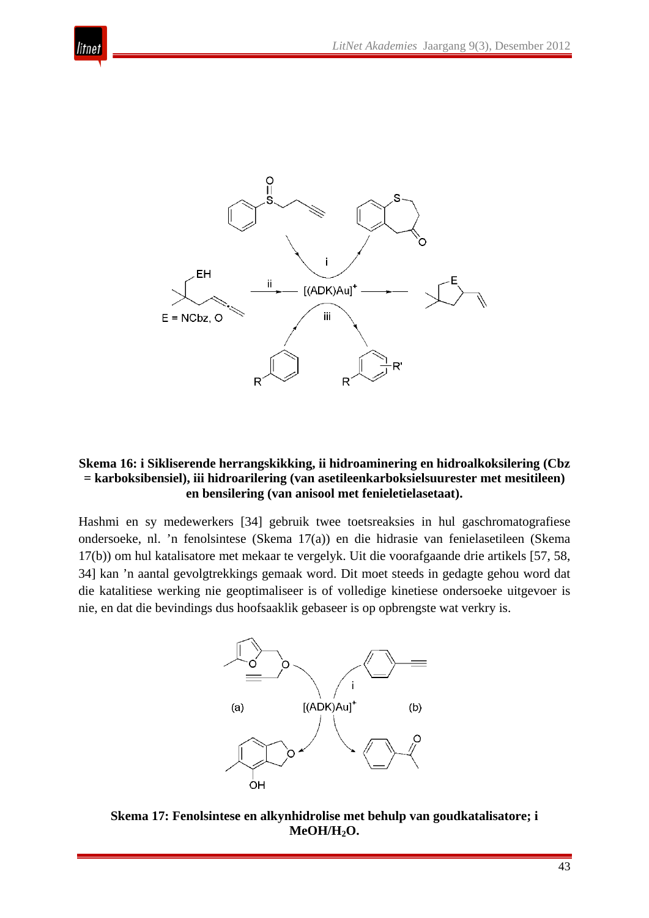**Skema 16: i Sikliserende herrangskikking, ii hidroaminering en hidroalkoksilering (Cbz = karboksibensiel), iii hidroarilering (van asetileenkarboksielsuurester met mesitileen) en bensilering (van anisool met fenieletielasetaat).**

Hashmi en sy medewerkers [34] gebruik twee toetsreaksies in hul gaschromatografiese ondersoeke, nl. 'n fenolsintese (Skema 17(a)) en die hidrasie van fenielasetileen (Skema 17(b)) om hul katalisatore met mekaar te vergelyk. Uit die voorafgaande drie artikels [57, 58, 34] kan 'n aantal gevolgtrekkings gemaak word. Dit moet steeds in gedagte gehou word dat die katalitiese werking nie geoptimaliseer is of volledige kinetiese ondersoeke uitgevoer is nie, en dat die bevindings dus hoofsaaklik gebaseer is op opbrengste wat verkry is.

**Skema 17: Fenolsintese en alkynhidrolise met behulp van goudkatalisatore; i MeOH/$H_2O$.**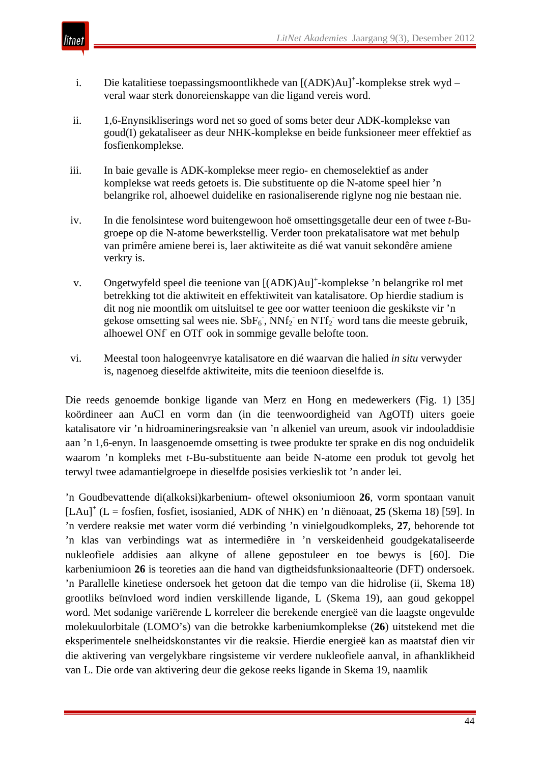i. Die katalitiese toepassingsmoontlikhede van $[(ADK)Au]^+$-komplekse strek wyd – veral waar sterk donoreienskappe van die ligand vereis word.

ii. 1,6-Enynsikliserings word net so goed of soms beter deur ADK-komplekse van goud(I) gekataliseer as deur NHK-komplekse en beide funksioneer meer effektief as fosfienkomplekse.

iii. In baie gevalle is ADK-komplekse meer regio- en chemoselektief as ander komplekse wat reeds getoets is. Die substituente op die N-atome speel hier ’n belangrike rol, alhoewel duidelike en rasionaliserende riglyne nog nie bestaan nie.

iv. In die fenolsintese word buitengewoon hoë omsettingsgetalle deur een of twee *t*-Bu-groepe op die N-atome bewerkstellig. Verder toon prekatalisatore wat met behulp van primêre amiene berei is, laer aktiwiteite as dié wat vanuit sekondêre amiene verkry is.

v. Ongetwyfeld speel die teenione van $[(ADK)Au]^+$-komplekse ’n belangrike rol met betrekking tot die aktiwiteit en effektiwiteit van katalisatore. Op hierdie stadium is dit nog nie moontlik om uitsluitsel te gee oor watter teenioon die geskikste vir ’n gekose omsetting sal wees nie. $SbF_6^-$, $NNf_2^-$ en $NTf_2^-$ word tans die meeste gebruik, alhoewel $ONf^-$ en $OTf^-$ ook in sommige gevalle belofte toon.

vi. Meestal toon halogeenvrye katalisatore en dié waarvan die halied *in situ* verwyder is, nagenoeg dieselfde aktiwiteite, mits die teenioon dieselfde is.

Die reeds genoemde bonkige ligande van Merz en Hong en medewerkers (Fig. 1) [35] koördineer aan AuCl en vorm dan (in die teenwoordigheid van AgOTf) uiters goeie katalisatore vir ’n hidroamineringsreaksie van ’n alkeniel van ureum, asook vir indooladdisie aan ’n 1,6-enyn. In laasgenoemde omsetting is twee produkte ter sprake en dis nog onduidelik waarom ’n kompleks met *t*-Bu-substituente aan beide N-atome een produk tot gevolg het terwyl twee adamantielgroepe in dieselfde posisies verkieslik tot ’n ander lei.

’n Goudbevattende di(alkoksi)karbenium- oftewel oksoniumioon **26**, vorm spontaan vanuit $[LAu]^+$ (L = fosfien, fosfiet, isosianied, ADK of NHK) en ’n diënoaat, **25** (Skema 18) [59]. In ’n verdere reaksie met water vorm dié verbinding ’n vinielgoudkompleks, **27**, behorende tot ’n klas van verbindings wat as intermediêre in ’n verskeidenheid goudgekataliseerde nukleofiele addisies aan alkyne of allene gepostuleer en toe bewys is [60]. Die karbeniumioon **26** is teoreties aan die hand van digtheidsfunksionaalteorie (DFT) ondersoek. ’n Parallelle kinetiese ondersoek het getoon dat die tempo van die hidrolise (ii, Skema 18) grootliks beïnvloed word indien verskillende ligande, L (Skema 19), aan goud gekoppel word. Met sodanige variërende L korreleer die berekende energieë van die laagste ongevulde molekuulorbitale (LOMO’s) van die betrokke karbeniumkomplekse (**26**) uitstekend met die eksperimentele snelheidskonstantes vir die reaksie. Hierdie energieë kan as maatstaf dien vir die aktivering van vergelykbare ringsisteme vir verdere nukleofiele aanval, in afhanklikheid van L. Die orde van aktivering deur die gekose reeks ligande in Skema 19, naamlik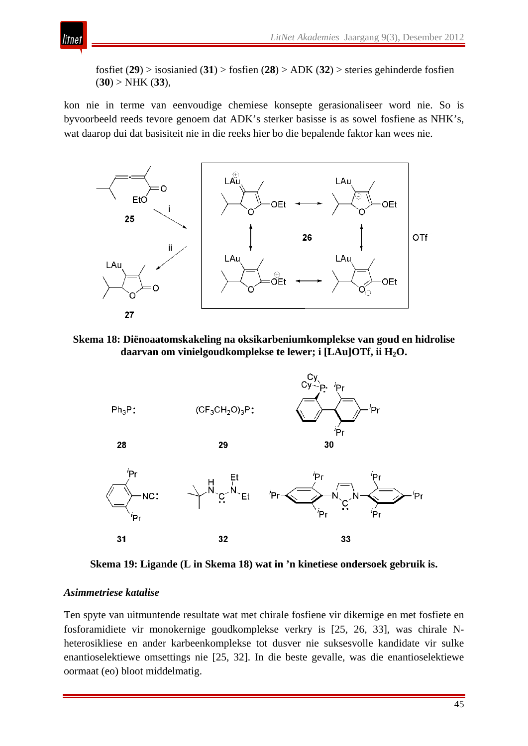fosfiet (**29**) > isosianied (**31**) > fosfien (**28**) > ADK (**32**) > steries gehinderde fosfien (**30**) > NHK (**33**),

kon nie in terme van eenvoudige chemiese konsepte gerasionaliseer word nie. So is byvoorbeeld reeds tevore genoem dat ADK's sterker basisse is as sowel fosfiene as NHK's, wat daarop dui dat basisiteit nie in die reeks hier bo die bepalende faktor kan wees nie.

**Skema 18: Diënoaatomskakeling na oksikarbeniumkomplekse van goud en hidrolise daarvan om vinielgoudkomplekse te lewer; i [LAu]OTf, ii $H_2O$.**

**Skema 19: Ligande (L in Skema 18) wat in 'n kinetiese ondersoek gebruik is.**

### *Asimmetriese katalise*

Ten spyte van uitmuntende resultate wat met chirale fosfiene vir dikernige en met fosfiete en fosforamidiete vir monokernige goudkomplekse verkry is [25, 26, 33], was chirale N-heterosikliese en ander karbeenkomplekse tot dusver nie suksesvolle kandidate vir sulke enantioselektiewe omsettings nie [25, 32]. In die beste gevalle, was die enantioselektiewe oormaat (eo) bloot middelmatig.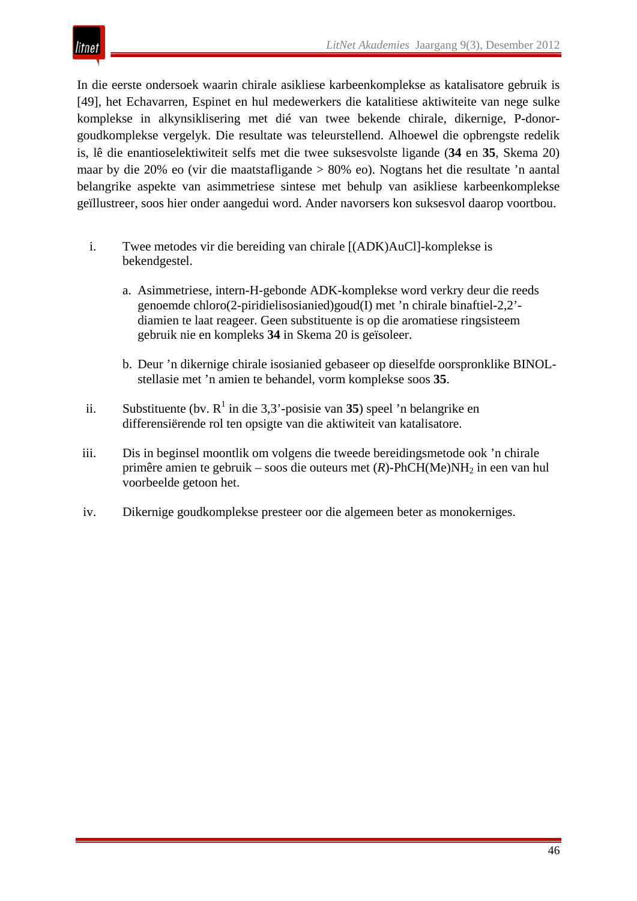In die eerste ondersoek waarin chirale asikliese karbeenkomplekse as katalisatore gebruik is [49], het Echavarren, Espinet en hul medewerkers die katalitiese aktiwiteit van nege sulke komplekse in alkynsiklisering met dié van twee bekende chirale, dikernige, P-donor-goudkomplekse vergelyk. Die resultate was teleurstellend. Alhoewel die opbrengste redelik is, lê die enantioselektiwiteit selfs met die twee suksesvolste ligande (**34** en **35**, Skema 20) maar by die 20% eo (vir die maatstafligande > 80% eo). Nogtans het die resultate 'n aantal belangrike aspekte van asimmetriese sintese met behulp van asikliese karbeenkomplekse geïllustreer, soos hier onder aangedui word. Ander navorsers kon suksesvol daarop voortbou.

i. Twee metodes vir die bereiding van chirale [(ADK)AuCl]-komplekse is bekendgestel.

   a. Asimmetriese, intern-H-gebonde ADK-komplekse word verkry deur die reeds genoemde chloro(2-piridielisosianied)goud(I) met 'n chirale binaftiel-2,2'-diamien te laat reageer. Geen substituente is op die aromatiese ringsisteem gebruik nie en kompleks **34** in Skema 20 is geïsoleer.

   b. Deur 'n dikernige chirale isosianied gebaseer op dieselfde oorspronklike BINOL-stellasie met 'n amien te behandel, vorm komplekse soos **35**.

ii. Substituente (bv. $R^1$ in die 3,3'-posisie van **35**) speel 'n belangrike en differensiërende rol ten opsigte van die aktiwiteit van katalisatore.

iii. Dis in beginsel moontlik om volgens die tweede bereidingsmetode ook 'n chirale primêre amien te gebruik – soos die outeurs met (*R*)-PhCH(Me)$NH_2$ in een van hul voorbeelde getoon het.

iv. Dikernige goudkomplekse presteer oor die algemeen beter as monokerniges.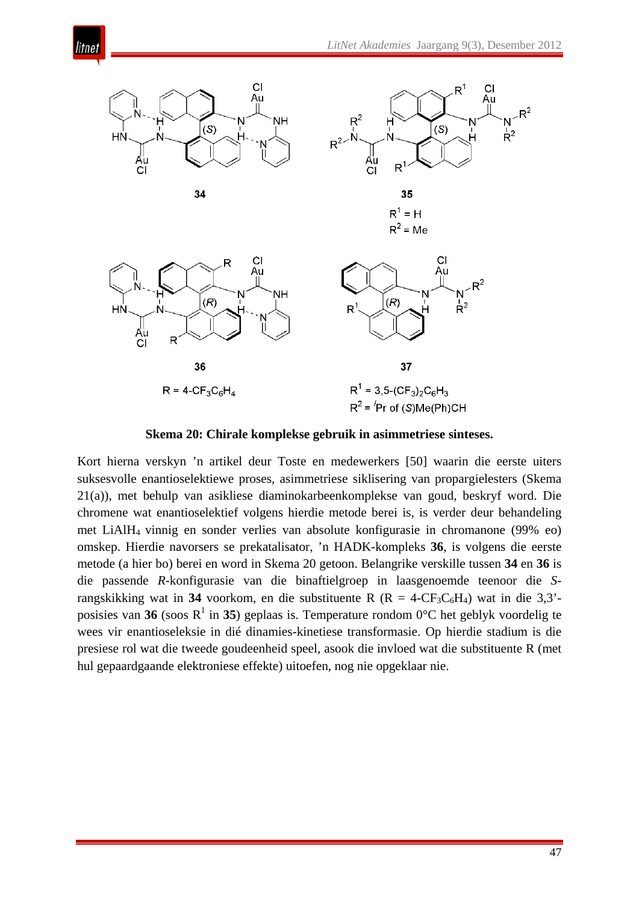34

35

$R^1$ = H
$R^2$ = Me

36

R = 4-$CF_3C_6H_4$

37

$R^1$ = 3,5-$(CF_3)_2C_6H_3$
$R^2$ = $^i$Pr of (*S*)Me(Ph)CH

**Skema 20: Chirale komplekse gebruik in asimmetriese sinteses.**

Kort hierna verskyn 'n artikel deur Toste en medewerkers [50] waarin die eerste uiters suksesvolle enantioselektiewe proses, asimmetriese siklisering van propargielesters (Skema 21(a)), met behulp van asikliese diaminokarbeenkomplekse van goud, beskryf word. Die chromene wat enantioselektief volgens hierdie metode berei is, is verder deur behandeling met $LiAlH_4$ vinnig en sonder verlies van absolute konfigurasie in chromanone (99% eo) omskep. Hierdie navorsers se prekatalisator, 'n HADK-kompleks **36**, is volgens die eerste metode (a hier bo) berei en word in Skema 20 getoon. Belangrike verskille tussen **34** en **36** is die passende *R*-konfigurasie van die binaftielgroep in laasgenoemde teenoor die *S*-rangskikking wat in **34** voorkom, en die substituente R (R = 4-$CF_3C_6H_4$) wat in die 3,3'-posisies van **36** (soos $R^1$ in **35**) geplaas is. Temperature rondom 0°C het geblyk voordelig te wees vir enantioseleksie in dié dinamies-kinetiese transformasie. Op hierdie stadium is die presiese rol wat die tweede goudeenheid speel, asook die invloed wat die substituente R (met hul gepaardgaande elektroniese effekte) uitoefen, nog nie opgeklaar nie.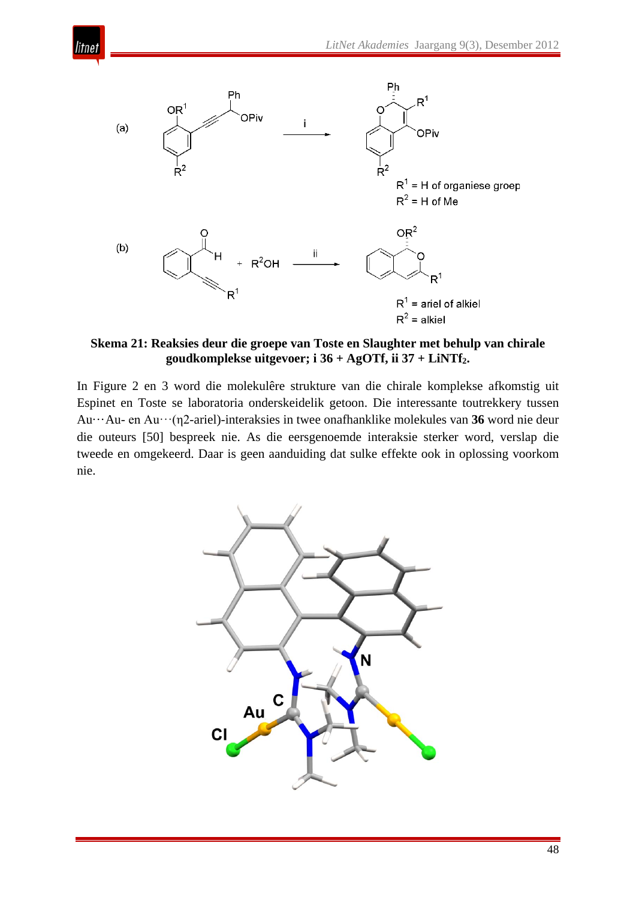(a)

R[1] = H of organiese groep
R[2] = H of Me

(b)

R[1] = ariel of alkiel
R[2] = alkiel

**Skema 21: Reaksies deur die groepe van Toste en Slaughter met behulp van chirale goudkomplekse uitgevoer; i 36 + AgOTf, ii 37 + LiNTf$_2$.**

In Figure 2 en 3 word die molekulêre strukture van die chirale komplekse afkomstig uit Espinet en Toste se laboratoria onderskeidelik getoon. Die interessante toutrekkery tussen Au···Au- en Au···(η2-ariel)-interaksies in twee onafhanklike molekules van **36** word nie deur die outeurs [50] bespreek nie. As die eersgenoemde interaksie sterker word, verslap die tweede en omgekeerd. Daar is geen aanduiding dat sulke effekte ook in oplossing voorkom nie.

N
C
Au
Cl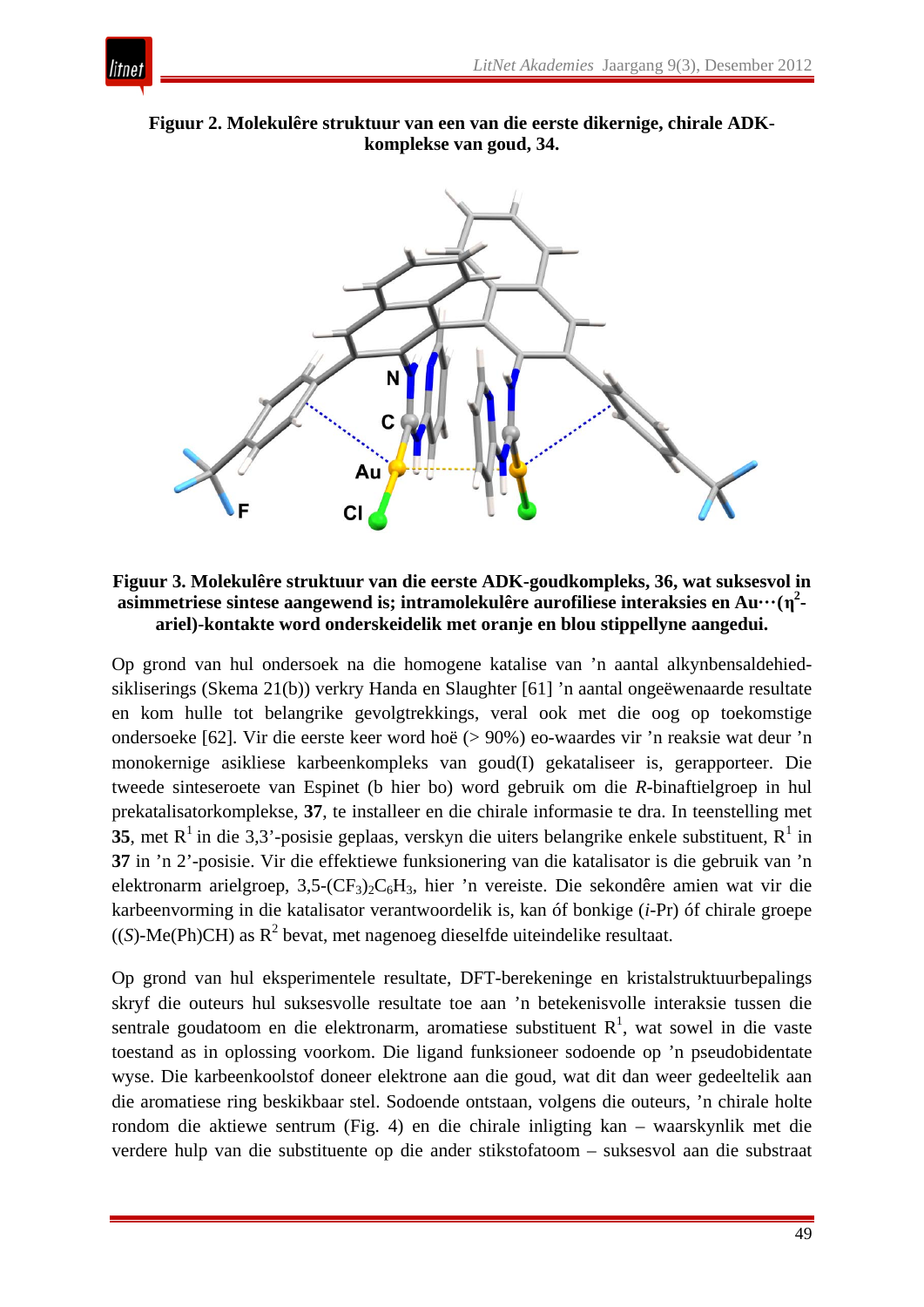**Figuur 2. Molekulêre struktuur van een van die eerste dikernige, chirale ADK-komplekse van goud, 34.**

N
C
Au
F
Cl

**Figuur 3. Molekulêre struktuur van die eerste ADK-goudkompleks, 36, wat suksesvol in asimmetriese sintese aangewend is; intramolekulêre aurofiliese interaksies en Au···($\eta^2$-ariel)-kontakte word onderskeidelik met oranje en blou stippellyne aangedui.**

Op grond van hul ondersoek na die homogene katalise van ’n aantal alkynbensaldehied-sikliserings (Skema 21(b)) verkry Handa en Slaughter [61] ’n aantal ongeëwenaarde resultate en kom hulle tot belangrike gevolgtrekkings, veral ook met die oog op toekomstige ondersoeke [62]. Vir die eerste keer word hoë (> 90%) eo-waardes vir ’n reaksie wat deur ’n monokernige asikliese karbeenkompleks van goud(I) gekataliseer is, gerapporteer. Die tweede sinteseroete van Espinet (b hier bo) word gebruik om die *R*-binaftielgroep in hul prekatalisatorkomplekse, **37**, te installeer en die chirale informasie te dra. In teenstelling met **35**, met $R^1$ in die 3,3’-posisie geplaas, verskyn die uiters belangrike enkele substituent, $R^1$ in **37** in ’n 2’-posisie. Vir die effektiewe funksionering van die katalisator is die gebruik van ’n elektronarm arielgroep, 3,5-$(CF_3)_2C_6H_3$, hier ’n vereiste. Die sekondêre amien wat vir die karbeenvorming in die katalisator verantwoordelik is, kan óf bonkige (*i*-Pr) óf chirale groepe ((*S*)-Me(Ph)CH) as $R^2$ bevat, met nagenoeg dieselfde uiteindelike resultaat.

Op grond van hul eksperimentele resultate, DFT-berekeninge en kristalstruktuurbepalings skryf die outeurs hul suksesvolle resultate toe aan ’n betekenisvolle interaksie tussen die sentrale goudatoom en die elektronarm, aromatiese substituent $R^1$, wat sowel in die vaste toestand as in oplossing voorkom. Die ligand funksioneer sodoende op ’n pseudobidentate wyse. Die karbeenkoolstof doneer elektrone aan die goud, wat dit dan weer gedeeltelik aan die aromatiese ring beskikbaar stel. Sodoende ontstaan, volgens die outeurs, ’n chirale holte rondom die aktiewe sentrum (Fig. 4) en die chirale inligting kan – waarskynlik met die verdere hulp van die substituente op die ander stikstofatoom – suksesvol aan die substraat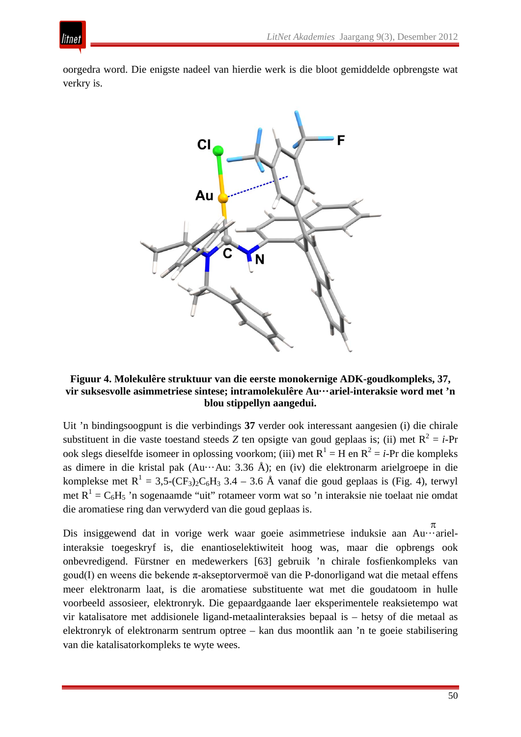oorgedra word. Die enigste nadeel van hierdie werk is die bloot gemiddelde opbrengste wat verkry is.

Cl

F

Au

C

N

**Figuur 4. Molekulêre struktuur van die eerste monokernige ADK-goudkompleks, 37, vir suksesvolle asimmetriese sintese; intramolekulêre Au···ariel-interaksie word met 'n blou stippellyn aangedui.**

Uit 'n bindingsoogpunt is die verbindings **37** verder ook interessant aangesien (i) die chirale substituent in die vaste toestand steeds *Z* ten opsigte van goud geplaas is; (ii) met $R^2$ = *i*-Pr ook slegs dieselfde isomeer in oplossing voorkom; (iii) met $R^1$ = H en $R^2$ = *i*-Pr die kompleks as dimere in die kristal pak (Au···Au: 3.36 Å); en (iv) die elektronarm arielgroepe in die komplekse met $R^1$ = 3,5-$(CF_3)_2C_6H_3$ 3.4 – 3.6 Å vanaf die goud geplaas is (Fig. 4), terwyl met $R^1$ = $C_6H_5$ 'n sogenaamde "uit" rotameer vorm wat so 'n interaksie nie toelaat nie omdat die aromatiese ring dan verwyderd van die goud geplaas is.

Dis insiggewend dat in vorige werk waar goeie asimmetriese induksie aan Au···$\pi$ ariel-interaksie toegeskryf is, die enantioselektiwiteit hoog was, maar die opbrengs ook onbevredigend. Fürstner en medewerkers [63] gebruik 'n chirale fosfienkompleks van goud(I) en weens die bekende π-akseptorvermoë van die P-donorligand wat die metaal effens meer elektronarm laat, is die aromatiese substituente wat met die goudatoom in hulle voorbeeld assosieer, elektronryk. Die gepaardgaande laer eksperimentele reaksietempo wat vir katalisatore met addisionele ligand-metaalinteraksies bepaal is – hetsy of die metaal as elektronryk of elektronarm sentrum optree – kan dus moontlik aan 'n te goeie stabilisering van die katalisatorkompleks te wyte wees.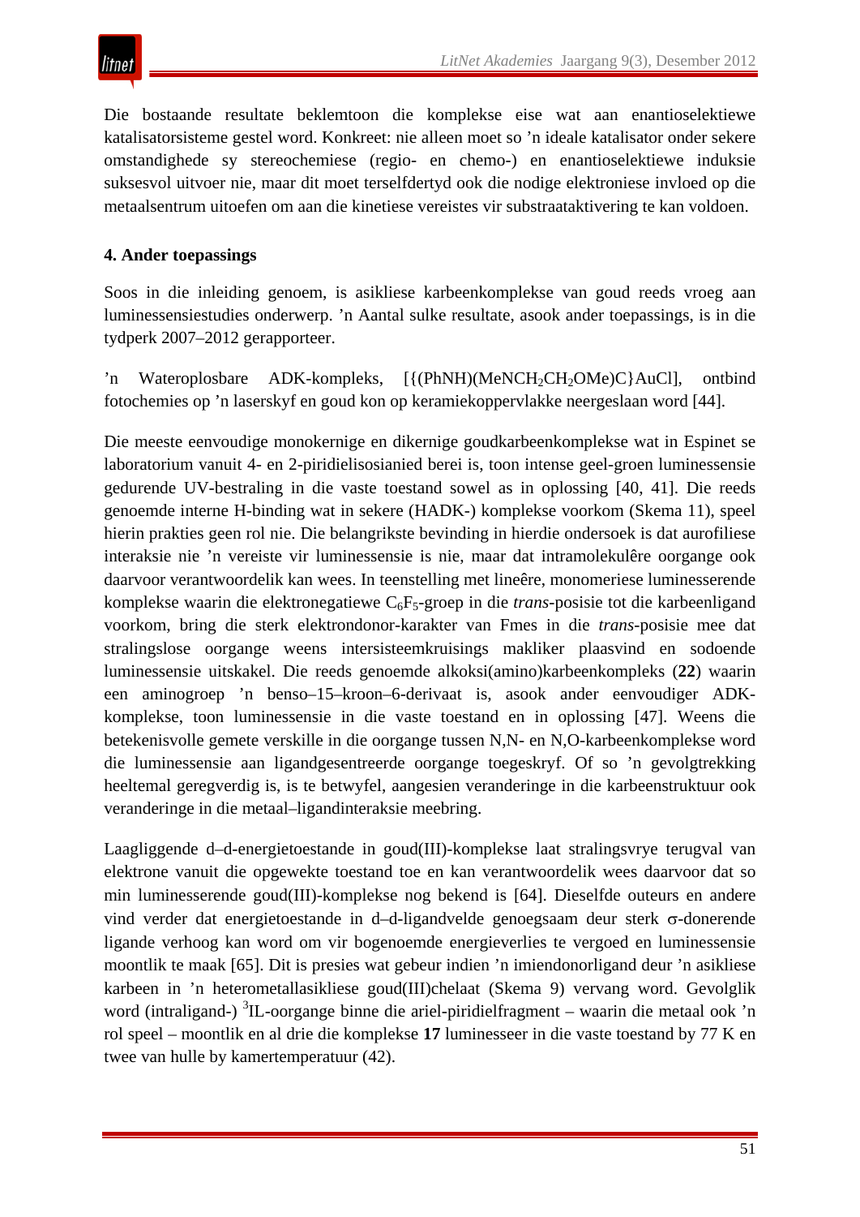Die bostaande resultate beklemtoon die komplekse eise wat aan enantioselektiewe katalisatorsisteme gestel word. Konkreet: nie alleen moet so ’n ideale katalisator onder sekere omstandighede sy stereochemiese (regio- en chemo-) en enantioselektiewe induksie suksesvol uitvoer nie, maar dit moet terselfdertyd ook die nodige elektroniese invloed op die metaalsentrum uitoefen om aan die kinetiese vereistes vir substraataktivering te kan voldoen.

**4. Ander toepassings**

Soos in die inleiding genoem, is asikliese karbeenkomplekse van goud reeds vroeg aan luminessensiestudies onderwerp. ’n Aantal sulke resultate, asook ander toepassings, is in die tydperk 2007–2012 gerapporteer.

’n Wateroplosbare ADK-kompleks, [{(PhNH)(MeNCH$_2$CH$_2$OMe)C}AuCl], ontbind fotochemies op ’n laserskyf en goud kon op keramiekoppervlakke neergeslaan word [44].

Die meeste eenvoudige monokernige en dikernige goudkarbeenkomplekse wat in Espinet se laboratorium vanuit 4- en 2-piridielisosianied berei is, toon intense geel-groen luminessensie gedurende UV-bestraling in die vaste toestand sowel as in oplossing [40, 41]. Die reeds genoemde interne H-binding wat in sekere (HADK-) komplekse voorkom (Skema 11), speel hierin prakties geen rol nie. Die belangrikste bevinding in hierdie ondersoek is dat aurofiliese interaksie nie ’n vereiste vir luminessensie is nie, maar dat intramolekulêre oorgange ook daarvoor verantwoordelik kan wees. In teenstelling met lineêre, monomeriese luminesserende komplekse waarin die elektronegatiewe C$_6$F$_5$-groep in die *trans*-posisie tot die karbeenligand voorkom, bring die sterk elektrondonor-karakter van Fmes in die *trans*-posisie mee dat stralingslose oorgange weens intersisteemkruisings makliker plaasvind en sodoende luminessensie uitskakel. Die reeds genoemde alkoksi(amino)karbeenkompleks (**22**) waarin een aminogroep ’n benso–15–kroon–6-derivaat is, asook ander eenvoudiger ADK-komplekse, toon luminessensie in die vaste toestand en in oplossing [47]. Weens die betekenisvolle gemete verskille in die oorgange tussen N,N- en N,O-karbeenkomplekse word die luminessensie aan ligandgesentreerde oorgange toegeskryf. Of so ’n gevolgtrekking heeltemal geregverdig is, is te betwyfel, aangesien veranderinge in die karbeenstruktuur ook veranderinge in die metaal–ligandinteraksie meebring.

Laagliggende d–d-energietoestande in goud(III)-komplekse laat stralingsvrye terugval van elektrone vanuit die opgewekte toestand toe en kan verantwoordelik wees daarvoor dat so min luminesserende goud(III)-komplekse nog bekend is [64]. Dieselfde outeurs en andere vind verder dat energietoestande in d–d-ligandvelde genoegsaam deur sterk σ-donerende ligande verhoog kan word om vir bogenoemde energieverlies te vergoed en luminessensie moontlik te maak [65]. Dit is presies wat gebeur indien ’n imiendonorligand deur ’n asikliese karbeen in ’n heterometallasikliese goud(III)chelaat (Skema 9) vervang word. Gevolglik word (intraligand-) $^3$IL-oorgange binne die ariel-piridielfragment – waarin die metaal ook ’n rol speel – moontlik en al drie die komplekse **17** luminesseer in die vaste toestand by 77 K en twee van hulle by kamertemperatuur (42).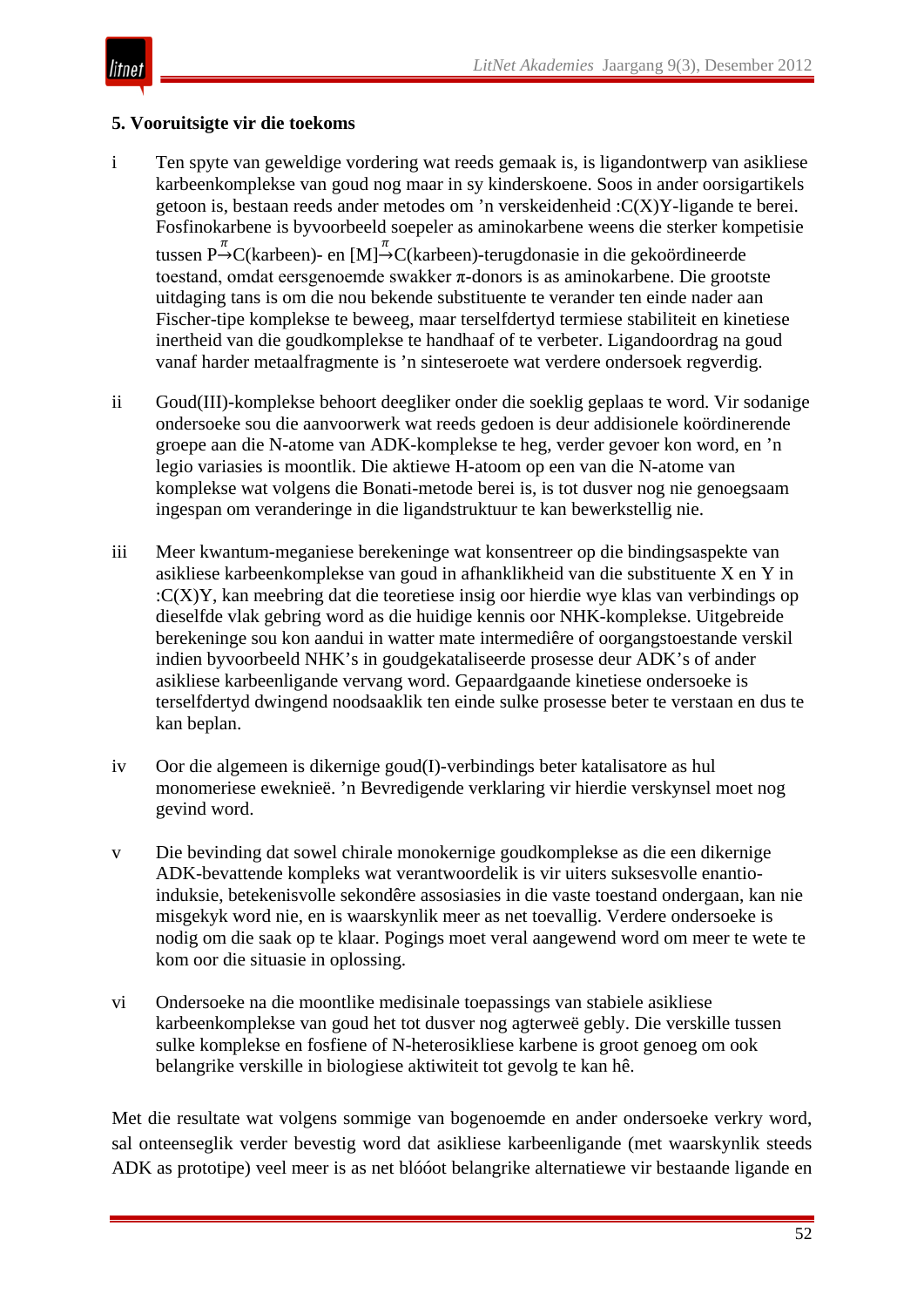## 5. Vooruitsigte vir die toekoms

i Ten spyte van geweldige vordering wat reeds gemaak is, is ligandontwerp van asikliese karbeenkomplekse van goud nog maar in sy kinderskoene. Soos in ander oorsigartikels getoon is, bestaan reeds ander metodes om ’n verskeidenheid :C(X)Y-ligande te berei. Fosfinokarbene is byvoorbeeld soepeler as aminokarbene weens die sterker kompetisie tussen P$\overset{\pi}{\rightarrow}$C(karbeen)- en [M]$\overset{\pi}{\rightarrow}$C(karbeen)-terugdonasie in die gekoördineerde toestand, omdat eersgenoemde swakker $\pi$-donors is as aminokarbene. Die grootste uitdaging tans is om die nou bekende substituente te verander ten einde nader aan Fischer-tipe komplekse te beweeg, maar terselfdertyd termiese stabiliteit en kinetiese inertheid van die goudkomplekse te handhaaf of te verbeter. Ligandoordrag na goud vanaf harder metaalfragmente is ’n sinteseroete wat verdere ondersoek regverdig.

ii Goud(III)-komplekse behoort deegliker onder die soeklig geplaas te word. Vir sodanige ondersoeke sou die aanvoorwerk wat reeds gedoen is deur addisionele koördinerende groepe aan die N-atome van ADK-komplekse te heg, verder gevoer kon word, en ’n legio variasies is moontlik. Die aktiewe H-atoom op een van die N-atome van komplekse wat volgens die Bonati-metode berei is, is tot dusver nog nie genoegsaam ingespan om veranderinge in die ligandstruktuur te kan bewerkstellig nie.

iii Meer kwantum-meganiese berekeninge wat konsentreer op die bindingsaspekte van asikliese karbeenkomplekse van goud in afhanklikheid van die substituente X en Y in :C(X)Y, kan meebring dat die teoretiese insig oor hierdie wye klas van verbindings op dieselfde vlak gebring word as die huidige kennis oor NHK-komplekse. Uitgebreide berekeninge sou kon aandui in watter mate intermediêre of oorgangstoestande verskil indien byvoorbeeld NHK’s in goudgekataliseerde prosesse deur ADK’s of ander asikliese karbeenligande vervang word. Gepaardgaande kinetiese ondersoeke is terselfdertyd dwingend noodsaaklik ten einde sulke prosesse beter te verstaan en dus te kan beplan.

iv Oor die algemeen is dikernige goud(I)-verbindings beter katalisatore as hul monomeriese eweknieë. ’n Bevredigende verklaring vir hierdie verskynsel moet nog gevind word.

v Die bevinding dat sowel chirale monokernige goudkomplekse as die een dikernige ADK-bevattende kompleks wat verantwoordelik is vir uiters suksesvolle enantio-induksie, betekenisvolle sekondêre assosiasies in die vaste toestand ondergaan, kan nie misgekyk word nie, en is waarskynlik meer as net toevallig. Verdere ondersoeke is nodig om die saak op te klaar. Pogings moet veral aangewend word om meer te wete te kom oor die situasie in oplossing.

vi Ondersoeke na die moontlike medisinale toepassings van stabiele asikliese karbeenkomplekse van goud het tot dusver nog agterweë gebly. Die verskille tussen sulke komplekse en fosfiene of N-heterosikliese karbene is groot genoeg om ook belangrike verskille in biologiese aktiwiteit tot gevolg te kan hê.

Met die resultate wat volgens sommige van bogenoemde en ander ondersoeke verkry word, sal onteenseglik verder bevestig word dat asikliese karbeenligande (met waarskynlik steeds ADK as prototipe) veel meer is as net blóót belangrike alternatiewe vir bestaande ligande en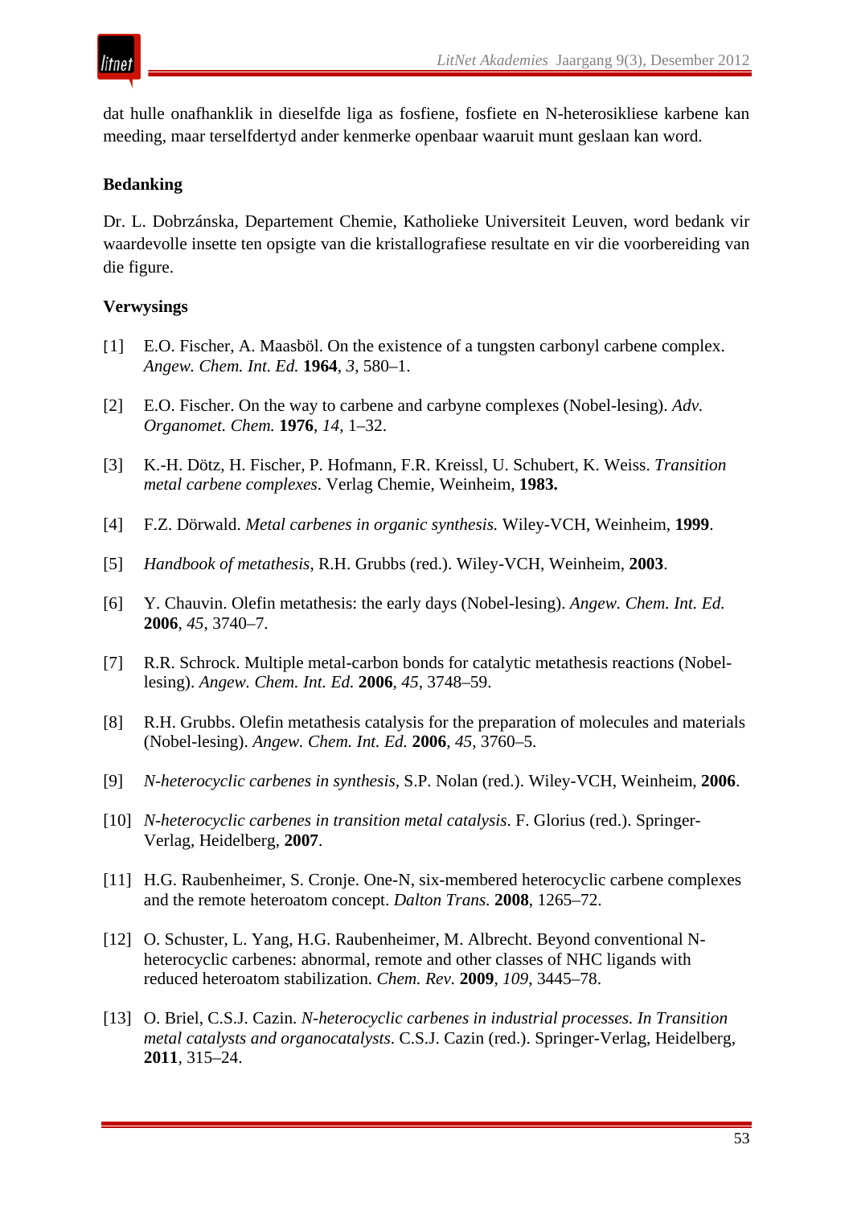dat hulle onafhanklik in dieselfde liga as fosfiene, fosfiete en N-heterosikliese karbene kan meeding, maar terselfdertyd ander kenmerke openbaar waaruit munt geslaan kan word.

**Bedanking**

Dr. L. Dobrzánska, Departement Chemie, Katholieke Universiteit Leuven, word bedank vir waardevolle insette ten opsigte van die kristallografiese resultate en vir die voorbereiding van die figure.

**Verwysings**

[1] E.O. Fischer, A. Maasböl. On the existence of a tungsten carbonyl carbene complex. *Angew. Chem. Int. Ed.* **1964**, *3*, 580–1.

[2] E.O. Fischer. On the way to carbene and carbyne complexes (Nobel-lesing). *Adv. Organomet. Chem.* **1976**, *14*, 1–32.

[3] K.-H. Dötz, H. Fischer, P. Hofmann, F.R. Kreissl, U. Schubert, K. Weiss. *Transition metal carbene complexes.* Verlag Chemie, Weinheim, **1983.**

[4] F.Z. Dörwald. *Metal carbenes in organic synthesis.* Wiley-VCH, Weinheim, **1999**.

[5] *Handbook of metathesis*, R.H. Grubbs (red.). Wiley-VCH, Weinheim, **2003**.

[6] Y. Chauvin. Olefin metathesis: the early days (Nobel-lesing). *Angew. Chem. Int. Ed.* **2006**, *45*, 3740–7.

[7] R.R. Schrock. Multiple metal-carbon bonds for catalytic metathesis reactions (Nobel-lesing). *Angew. Chem. Int. Ed.* **2006**, *45*, 3748–59.

[8] R.H. Grubbs. Olefin metathesis catalysis for the preparation of molecules and materials (Nobel-lesing). *Angew. Chem. Int. Ed.* **2006**, *45*, 3760–5.

[9] *N-heterocyclic carbenes in synthesis*, S.P. Nolan (red.). Wiley-VCH, Weinheim, **2006**.

[10] *N-heterocyclic carbenes in transition metal catalysis*. F. Glorius (red.). Springer-Verlag, Heidelberg, **2007**.

[11] H.G. Raubenheimer, S. Cronje. One-N, six-membered heterocyclic carbene complexes and the remote heteroatom concept. *Dalton Trans.* **2008**, 1265–72.

[12] O. Schuster, L. Yang, H.G. Raubenheimer, M. Albrecht. Beyond conventional N-heterocyclic carbenes: abnormal, remote and other classes of NHC ligands with reduced heteroatom stabilization. *Chem. Rev.* **2009**, *109*, 3445–78.

[13] O. Briel, C.S.J. Cazin. *N-heterocyclic carbenes in industrial processes. In Transition metal catalysts and organocatalysts*. C.S.J. Cazin (red.). Springer-Verlag, Heidelberg, **2011**, 315–24.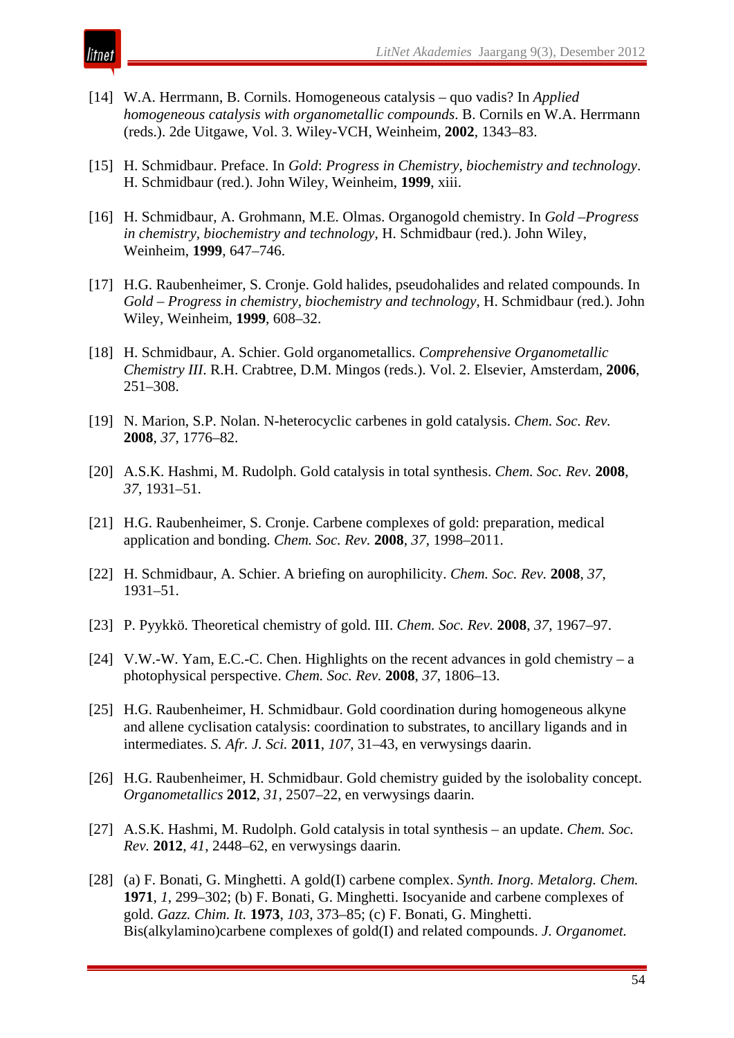[14] W.A. Herrmann, B. Cornils. Homogeneous catalysis – quo vadis? In *Applied homogeneous catalysis with organometallic compounds*. B. Cornils en W.A. Herrmann (reds.). 2de Uitgawe, Vol. 3. Wiley-VCH, Weinheim, **2002**, 1343–83.

[15] H. Schmidbaur. Preface. In *Gold*: *Progress in Chemistry, biochemistry and technology*. H. Schmidbaur (red.). John Wiley, Weinheim, **1999**, xiii.

[16] H. Schmidbaur, A. Grohmann, M.E. Olmas. Organogold chemistry. In *Gold –Progress in chemistry, biochemistry and technology*, H. Schmidbaur (red.). John Wiley, Weinheim, **1999**, 647–746.

[17] H.G. Raubenheimer, S. Cronje. Gold halides, pseudohalides and related compounds. In *Gold – Progress in chemistry, biochemistry and technology*, H. Schmidbaur (red.). John Wiley, Weinheim, **1999**, 608–32.

[18] H. Schmidbaur, A. Schier. Gold organometallics. *Comprehensive Organometallic Chemistry III*. R.H. Crabtree, D.M. Mingos (reds.). Vol. 2. Elsevier, Amsterdam, **2006**, 251–308.

[19] N. Marion, S.P. Nolan. N-heterocyclic carbenes in gold catalysis. *Chem. Soc. Rev.* **2008**, *37*, 1776–82.

[20] A.S.K. Hashmi, M. Rudolph. Gold catalysis in total synthesis. *Chem. Soc. Rev.* **2008**, *37*, 1931–51.

[21] H.G. Raubenheimer, S. Cronje. Carbene complexes of gold: preparation, medical application and bonding. *Chem. Soc. Rev.* **2008**, *37*, 1998–2011.

[22] H. Schmidbaur, A. Schier. A briefing on aurophilicity. *Chem. Soc. Rev.* **2008**, *37*, 1931–51.

[23] P. Pyykkö. Theoretical chemistry of gold. III. *Chem. Soc. Rev.* **2008**, *37*, 1967–97.

[24] V.W.-W. Yam, E.C.-C. Chen. Highlights on the recent advances in gold chemistry – a photophysical perspective. *Chem. Soc. Rev.* **2008**, *37*, 1806–13.

[25] H.G. Raubenheimer, H. Schmidbaur. Gold coordination during homogeneous alkyne and allene cyclisation catalysis: coordination to substrates, to ancillary ligands and in intermediates. *S. Afr. J. Sci.* **2011**, *107*, 31–43, en verwysings daarin.

[26] H.G. Raubenheimer, H. Schmidbaur. Gold chemistry guided by the isolobality concept. *Organometallics* **2012**, *31*, 2507–22, en verwysings daarin.

[27] A.S.K. Hashmi, M. Rudolph. Gold catalysis in total synthesis – an update. *Chem. Soc. Rev.* **2012**, *41*, 2448–62, en verwysings daarin.

[28] (a) F. Bonati, G. Minghetti. A gold(I) carbene complex. *Synth. Inorg. Metalorg. Chem.* **1971**, *1*, 299–302; (b) F. Bonati, G. Minghetti. Isocyanide and carbene complexes of gold. *Gazz. Chim. It.* **1973**, *103*, 373–85; (c) F. Bonati, G. Minghetti. Bis(alkylamino)carbene complexes of gold(I) and related compounds. *J. Organomet.*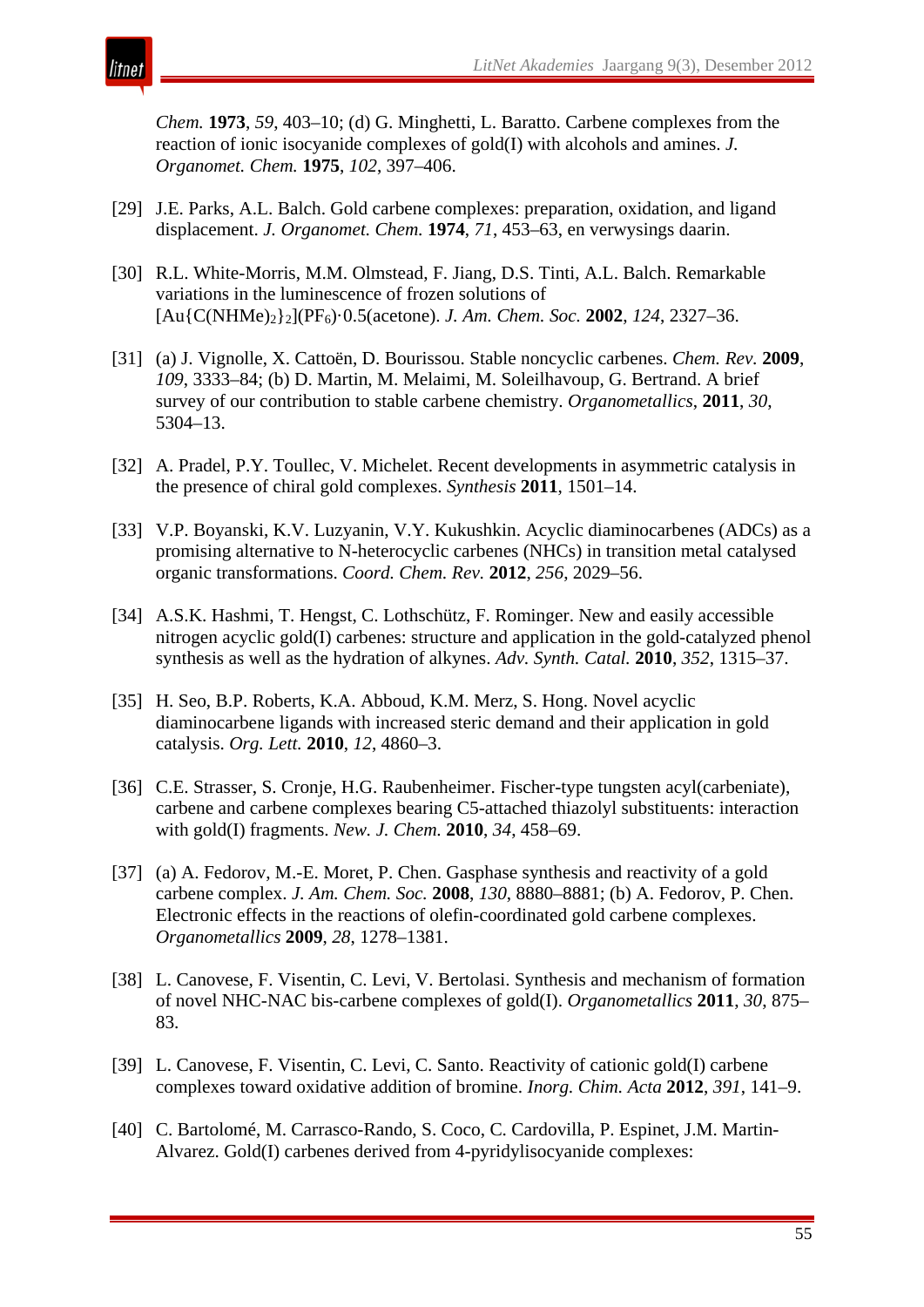*Chem.* **1973**, *59*, 403–10; (d) G. Minghetti, L. Baratto. Carbene complexes from the reaction of ionic isocyanide complexes of gold(I) with alcohols and amines. *J. Organomet. Chem.* **1975**, *102*, 397–406.

[29] J.E. Parks, A.L. Balch. Gold carbene complexes: preparation, oxidation, and ligand displacement. *J. Organomet. Chem.* **1974**, *71*, 453–63, en verwysings daarin.

[30] R.L. White-Morris, M.M. Olmstead, F. Jiang, D.S. Tinti, A.L. Balch. Remarkable variations in the luminescence of frozen solutions of $[Au\{C(NHMe)_2\}_2](PF_6)\cdot0.5$(acetone). *J. Am. Chem. Soc.* **2002**, *124*, 2327–36.

[31] (a) J. Vignolle, X. Cattoën, D. Bourissou. Stable noncyclic carbenes. *Chem. Rev.* **2009**, *109*, 3333–84; (b) D. Martin, M. Melaimi, M. Soleilhavoup, G. Bertrand. A brief survey of our contribution to stable carbene chemistry. *Organometallics*, **2011**, *30*, 5304–13.

[32] A. Pradel, P.Y. Toullec, V. Michelet. Recent developments in asymmetric catalysis in the presence of chiral gold complexes. *Synthesis* **2011**, 1501–14.

[33] V.P. Boyanski, K.V. Luzyanin, V.Y. Kukushkin. Acyclic diaminocarbenes (ADCs) as a promising alternative to N-heterocyclic carbenes (NHCs) in transition metal catalysed organic transformations. *Coord. Chem. Rev.* **2012**, *256*, 2029–56.

[34] A.S.K. Hashmi, T. Hengst, C. Lothschütz, F. Rominger. New and easily accessible nitrogen acyclic gold(I) carbenes: structure and application in the gold-catalyzed phenol synthesis as well as the hydration of alkynes. *Adv. Synth. Catal.* **2010**, *352*, 1315–37.

[35] H. Seo, B.P. Roberts, K.A. Abboud, K.M. Merz, S. Hong. Novel acyclic diaminocarbene ligands with increased steric demand and their application in gold catalysis. *Org. Lett.* **2010**, *12*, 4860–3.

[36] C.E. Strasser, S. Cronje, H.G. Raubenheimer. Fischer-type tungsten acyl(carbeniate), carbene and carbene complexes bearing C5-attached thiazolyl substituents: interaction with gold(I) fragments. *New. J. Chem.* **2010**, *34*, 458–69.

[37] (a) A. Fedorov, M.-E. Moret, P. Chen. Gasphase synthesis and reactivity of a gold carbene complex. *J. Am. Chem. Soc.* **2008**, *130*, 8880–8881; (b) A. Fedorov, P. Chen. Electronic effects in the reactions of olefin-coordinated gold carbene complexes. *Organometallics* **2009**, *28*, 1278–1381.

[38] L. Canovese, F. Visentin, C. Levi, V. Bertolasi. Synthesis and mechanism of formation of novel NHC-NAC bis-carbene complexes of gold(I). *Organometallics* **2011**, *30*, 875–83.

[39] L. Canovese, F. Visentin, C. Levi, C. Santo. Reactivity of cationic gold(I) carbene complexes toward oxidative addition of bromine. *Inorg. Chim. Acta* **2012**, *391*, 141–9.

[40] C. Bartolomé, M. Carrasco-Rando, S. Coco, C. Cardovilla, P. Espinet, J.M. Martin-Alvarez. Gold(I) carbenes derived from 4-pyridylisocyanide complexes: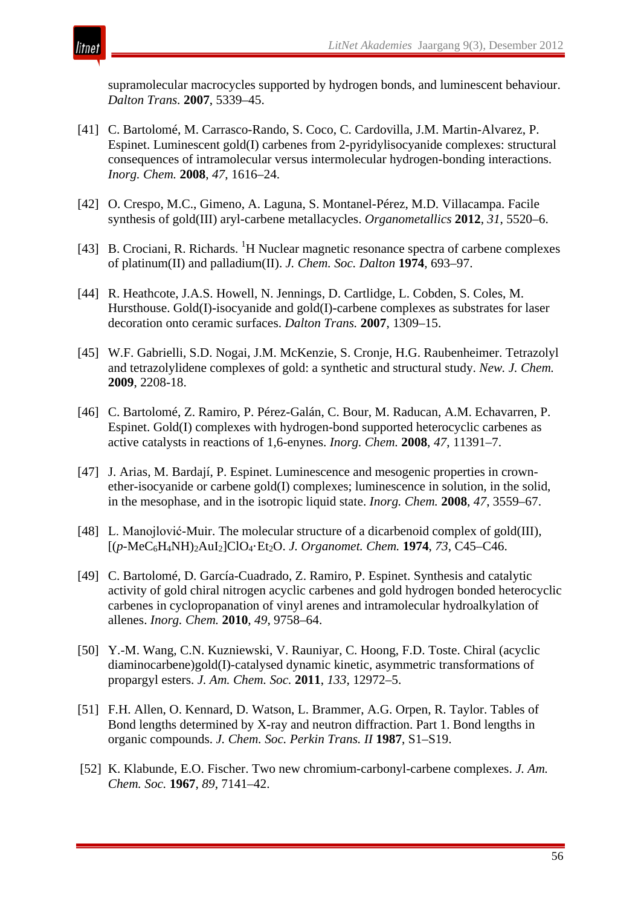supramolecular macrocycles supported by hydrogen bonds, and luminescent behaviour. *Dalton Trans.* **2007**, 5339–45.

[41] C. Bartolomé, M. Carrasco-Rando, S. Coco, C. Cardovilla, J.M. Martin-Alvarez, P. Espinet. Luminescent gold(I) carbenes from 2-pyridylisocyanide complexes: structural consequences of intramolecular versus intermolecular hydrogen-bonding interactions. *Inorg. Chem.* **2008**, *47*, 1616–24.

[42] O. Crespo, M.C., Gimeno, A. Laguna, S. Montanel-Pérez, M.D. Villacampa. Facile synthesis of gold(III) aryl-carbene metallacycles. *Organometallics* **2012**, *31*, 5520–6.

[43] B. Crociani, R. Richards. $^{1}$H Nuclear magnetic resonance spectra of carbene complexes of platinum(II) and palladium(II). *J. Chem. Soc. Dalton* **1974**, 693–97.

[44] R. Heathcote, J.A.S. Howell, N. Jennings, D. Cartlidge, L. Cobden, S. Coles, M. Hursthouse. Gold(I)-isocyanide and gold(I)-carbene complexes as substrates for laser decoration onto ceramic surfaces. *Dalton Trans.* **2007**, 1309–15.

[45] W.F. Gabrielli, S.D. Nogai, J.M. McKenzie, S. Cronje, H.G. Raubenheimer. Tetrazolyl and tetrazolylidene complexes of gold: a synthetic and structural study. *New. J. Chem.* **2009**, 2208-18.

[46] C. Bartolomé, Z. Ramiro, P. Pérez-Galán, C. Bour, M. Raducan, A.M. Echavarren, P. Espinet. Gold(I) complexes with hydrogen-bond supported heterocyclic carbenes as active catalysts in reactions of 1,6-enynes. *Inorg. Chem.* **2008**, *47*, 11391–7.

[47] J. Arias, M. Bardají, P. Espinet. Luminescence and mesogenic properties in crown-ether-isocyanide or carbene gold(I) complexes; luminescence in solution, in the solid, in the mesophase, and in the isotropic liquid state. *Inorg. Chem.* **2008**, *47*, 3559–67.

[48] L. Manojlović-Muir. The molecular structure of a dicarbenoid complex of gold(III), $[(p\text{-MeC}_6\text{H}_4\text{NH})_2\text{AuI}_2]\text{ClO}_4\cdot\text{Et}_2\text{O}$. *J. Organomet. Chem.* **1974**, *73*, C45–C46.

[49] C. Bartolomé, D. García-Cuadrado, Z. Ramiro, P. Espinet. Synthesis and catalytic activity of gold chiral nitrogen acyclic carbenes and gold hydrogen bonded heterocyclic carbenes in cyclopropanation of vinyl arenes and intramolecular hydroalkylation of allenes. *Inorg. Chem.* **2010**, *49*, 9758–64.

[50] Y.-M. Wang, C.N. Kuzniewski, V. Rauniyar, C. Hoong, F.D. Toste. Chiral (acyclic diaminocarbene)gold(I)-catalysed dynamic kinetic, asymmetric transformations of propargyl esters. *J. Am. Chem. Soc.* **2011**, *133*, 12972–5.

[51] F.H. Allen, O. Kennard, D. Watson, L. Brammer, A.G. Orpen, R. Taylor. Tables of Bond lengths determined by X-ray and neutron diffraction. Part 1. Bond lengths in organic compounds. *J. Chem. Soc. Perkin Trans. II* **1987**, S1–S19.

[52] K. Klabunde, E.O. Fischer. Two new chromium-carbonyl-carbene complexes. *J. Am. Chem. Soc.* **1967**, *89*, 7141–42.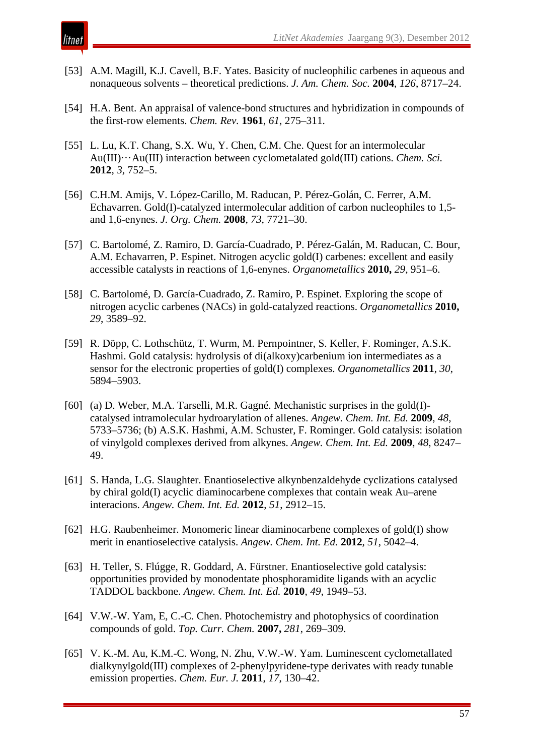[53] A.M. Magill, K.J. Cavell, B.F. Yates. Basicity of nucleophilic carbenes in aqueous and nonaqueous solvents – theoretical predictions. *J. Am. Chem. Soc.* **2004**, *126*, 8717–24.

[54] H.A. Bent. An appraisal of valence-bond structures and hybridization in compounds of the first-row elements. *Chem. Rev.* **1961**, *61*, 275–311.

[55] L. Lu, K.T. Chang, S.X. Wu, Y. Chen, C.M. Che. Quest for an intermolecular Au(III)···Au(III) interaction between cyclometalated gold(III) cations. *Chem. Sci.* **2012**, *3*, 752–5.

[56] C.H.M. Amijs, V. López-Carillo, M. Raducan, P. Pérez-Golán, C. Ferrer, A.M. Echavarren. Gold(I)-catalyzed intermolecular addition of carbon nucleophiles to 1,5- and 1,6-enynes. *J. Org. Chem.* **2008**, *73*, 7721–30.

[57] C. Bartolomé, Z. Ramiro, D. García-Cuadrado, P. Pérez-Galán, M. Raducan, C. Bour, A.M. Echavarren, P. Espinet. Nitrogen acyclic gold(I) carbenes: excellent and easily accessible catalysts in reactions of 1,6-enynes. *Organometallics* **2010,** *29*, 951–6.

[58] C. Bartolomé, D. García-Cuadrado, Z. Ramiro, P. Espinet. Exploring the scope of nitrogen acyclic carbenes (NACs) in gold-catalyzed reactions. *Organometallics* **2010,** *29*, 3589–92.

[59] R. Döpp, C. Lothschütz, T. Wurm, M. Pernpointner, S. Keller, F. Rominger, A.S.K. Hashmi. Gold catalysis: hydrolysis of di(alkoxy)carbenium ion intermediates as a sensor for the electronic properties of gold(I) complexes. *Organometallics* **2011**, *30*, 5894–5903.

[60] (a) D. Weber, M.A. Tarselli, M.R. Gagné. Mechanistic surprises in the gold(I)-catalysed intramolecular hydroarylation of allenes. *Angew. Chem. Int. Ed.* **2009**, *48*, 5733–5736; (b) A.S.K. Hashmi, A.M. Schuster, F. Rominger. Gold catalysis: isolation of vinylgold complexes derived from alkynes. *Angew. Chem. Int. Ed.* **2009**, *48*, 8247–49.

[61] S. Handa, L.G. Slaughter. Enantioselective alkynbenzaldehyde cyclizations catalysed by chiral gold(I) acyclic diaminocarbene complexes that contain weak Au–arene interacions. *Angew. Chem. Int. Ed.* **2012**, *51*, 2912–15.

[62] H.G. Raubenheimer. Monomeric linear diaminocarbene complexes of gold(I) show merit in enantioselective catalysis. *Angew. Chem. Int. Ed.* **2012**, *51*, 5042–4.

[63] H. Teller, S. Flúgge, R. Goddard, A. Fürstner. Enantioselective gold catalysis: opportunities provided by monodentate phosphoramidite ligands with an acyclic TADDOL backbone. *Angew. Chem. Int. Ed.* **2010**, *49*, 1949–53.

[64] V.W.-W. Yam, E, C.-C. Chen. Photochemistry and photophysics of coordination compounds of gold. *Top. Curr. Chem.* **2007,** *281*, 269–309.

[65] V. K.-M. Au, K.M.-C. Wong, N. Zhu, V.W.-W. Yam. Luminescent cyclometallated dialkynylgold(III) complexes of 2-phenylpyridene-type derivates with ready tunable emission properties. *Chem. Eur. J.* **2011**, *17*, 130–42.